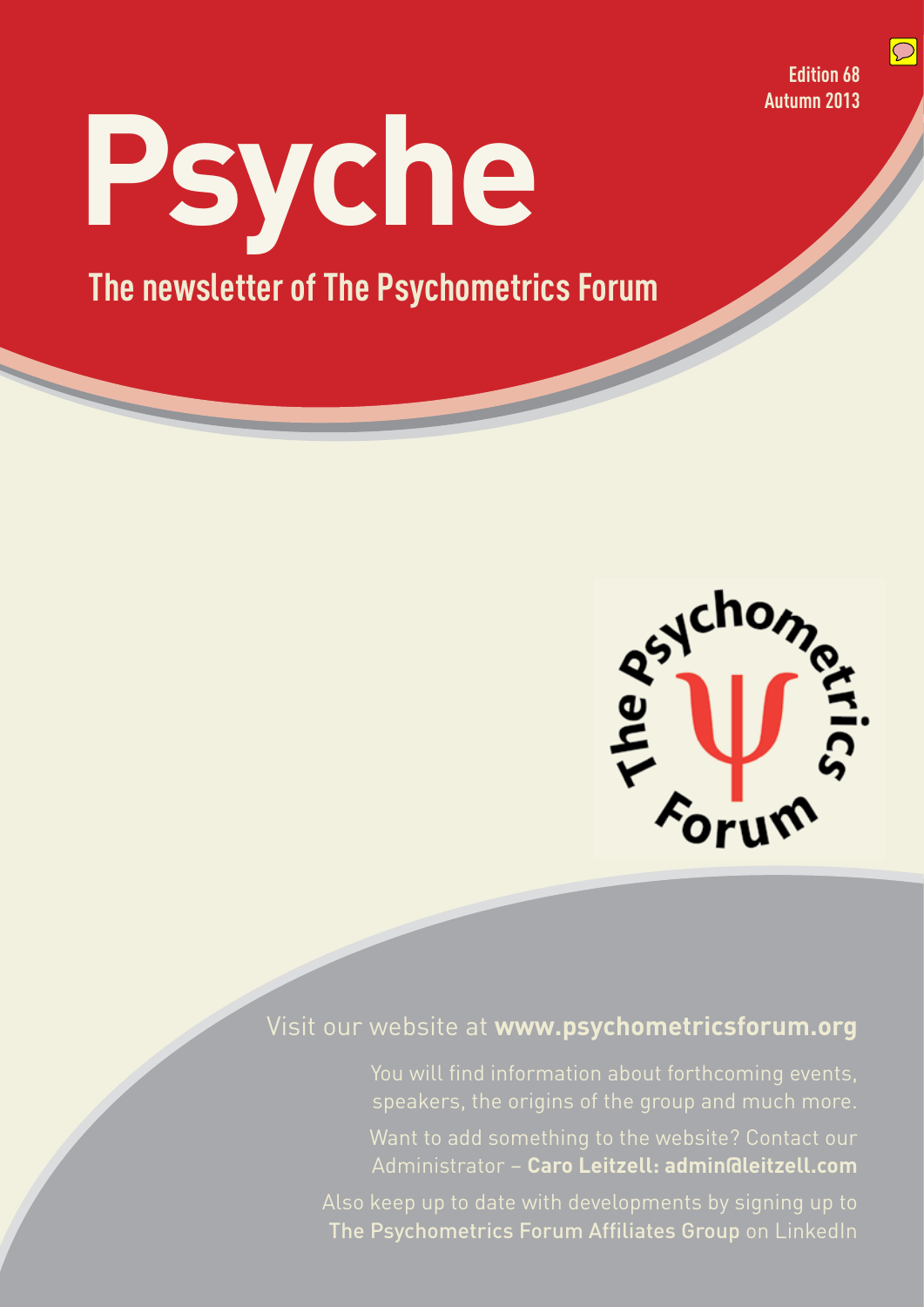Edition 68
Autumn 2013

# Psyche

## The newsletter of The Psychometrics Forum

Visit our website at **www.psychometricsforum.org**

You will find information about forthcoming events, speakers, the origins of the group and much more.

Want to add something to the website? Contact our Administrator – **Caro Leitzell: admin@leitzell.com**

Also keep up to date with developments by signing up to The Psychometrics Forum Affiliates Group on LinkedIn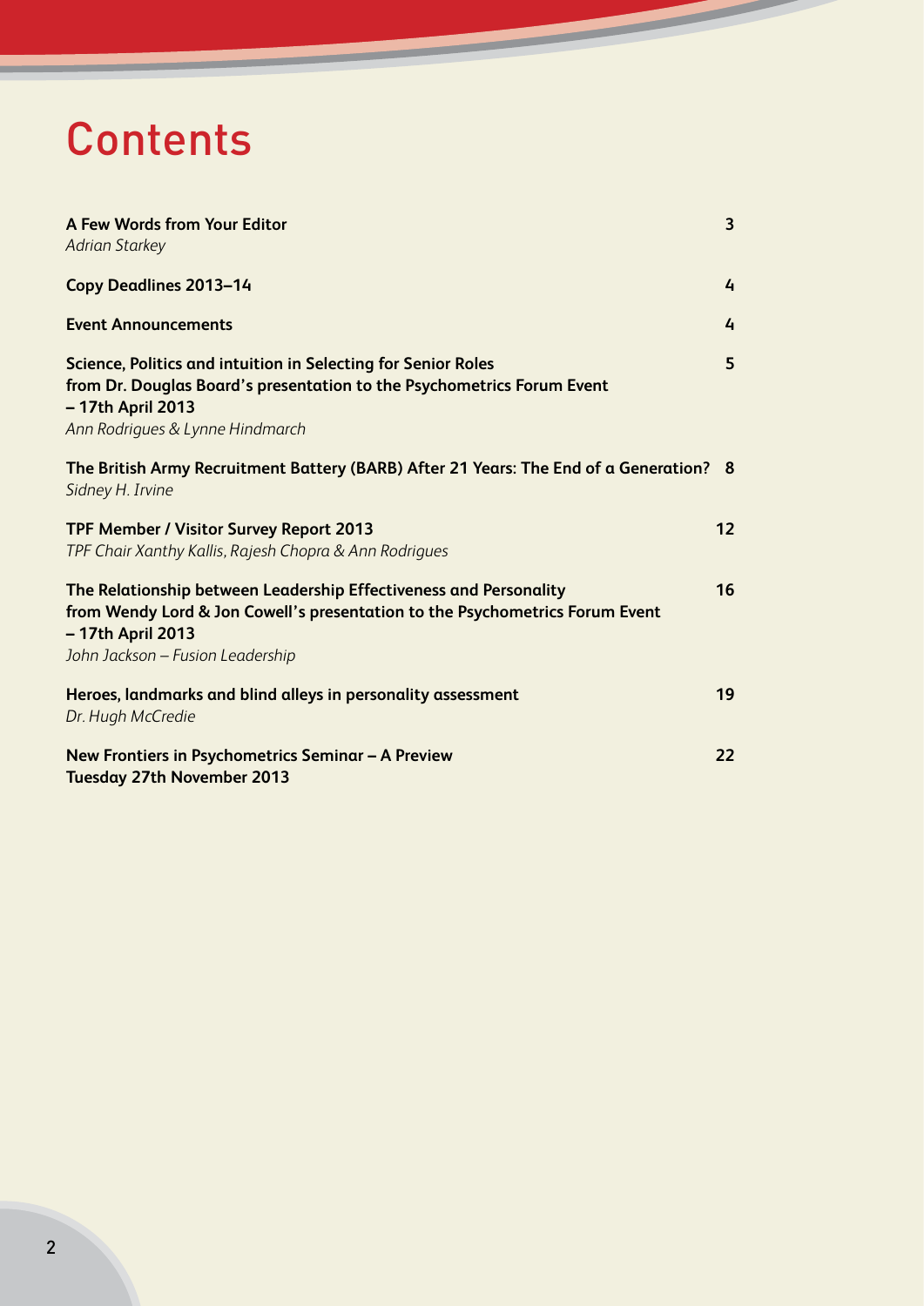# Contents

| | |
|---|---|
| **A Few Words from Your Editor**<br>*Adrian Starkey* | 3 |
| **Copy Deadlines 2013–14** | 4 |
| **Event Announcements** | 4 |
| **Science, Politics and intuition in Selecting for Senior Roles from Dr. Douglas Board's presentation to the Psychometrics Forum Event – 17th April 2013**<br>*Ann Rodrigues & Lynne Hindmarch* | 5 |
| **The British Army Recruitment Battery (BARB) After 21 Years: The End of a Generation?**<br>*Sidney H. Irvine* | 8 |
| **TPF Member / Visitor Survey Report 2013**<br>*TPF Chair Xanthy Kallis, Rajesh Chopra & Ann Rodrigues* | 12 |
| **The Relationship between Leadership Effectiveness and Personality from Wendy Lord & Jon Cowell's presentation to the Psychometrics Forum Event – 17th April 2013**<br>*John Jackson – Fusion Leadership* | 16 |
| **Heroes, landmarks and blind alleys in personality assessment**<br>*Dr. Hugh McCredie* | 19 |
| **New Frontiers in Psychometrics Seminar – A Preview Tuesday 27th November 2013** | 22 |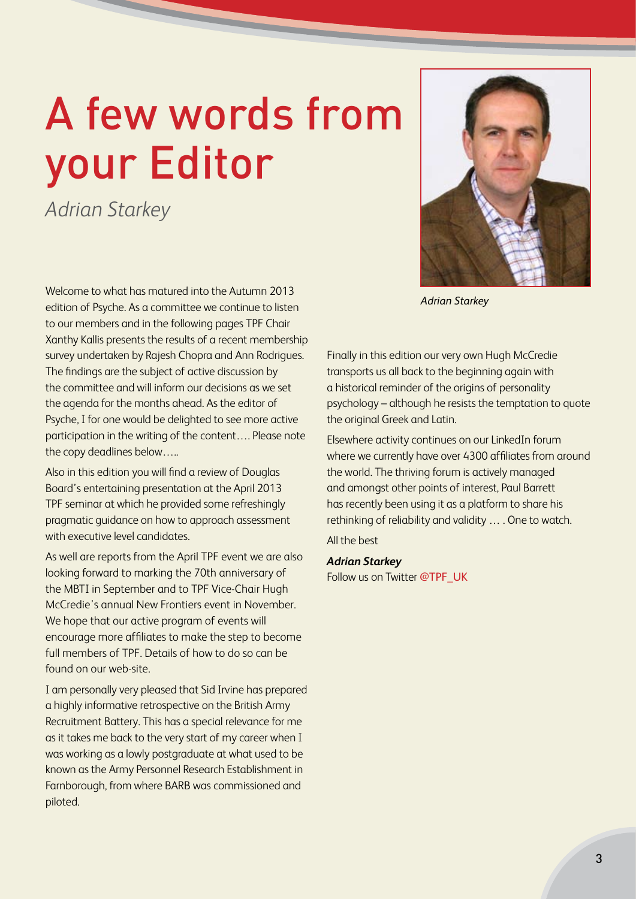# A few words from your Editor

*Adrian Starkey*

*Adrian Starkey*

Welcome to what has matured into the Autumn 2013 edition of Psyche. As a committee we continue to listen to our members and in the following pages TPF Chair Xanthy Kallis presents the results of a recent membership survey undertaken by Rajesh Chopra and Ann Rodrigues. The findings are the subject of active discussion by the committee and will inform our decisions as we set the agenda for the months ahead. As the editor of Psyche, I for one would be delighted to see more active participation in the writing of the content…. Please note the copy deadlines below…..

Also in this edition you will find a review of Douglas Board's entertaining presentation at the April 2013 TPF seminar at which he provided some refreshingly pragmatic guidance on how to approach assessment with executive level candidates.

As well are reports from the April TPF event we are also looking forward to marking the 70th anniversary of the MBTI in September and to TPF Vice-Chair Hugh McCredie's annual New Frontiers event in November. We hope that our active program of events will encourage more affiliates to make the step to become full members of TPF. Details of how to do so can be found on our web-site.

I am personally very pleased that Sid Irvine has prepared a highly informative retrospective on the British Army Recruitment Battery. This has a special relevance for me as it takes me back to the very start of my career when I was working as a lowly postgraduate at what used to be known as the Army Personnel Research Establishment in Farnborough, from where BARB was commissioned and piloted.

Finally in this edition our very own Hugh McCredie transports us all back to the beginning again with a historical reminder of the origins of personality psychology – although he resists the temptation to quote the original Greek and Latin.

Elsewhere activity continues on our LinkedIn forum where we currently have over 4300 affiliates from around the world. The thriving forum is actively managed and amongst other points of interest, Paul Barrett has recently been using it as a platform to share his rethinking of reliability and validity … . One to watch.

All the best

***Adrian Starkey***

Follow us on Twitter @TPF_UK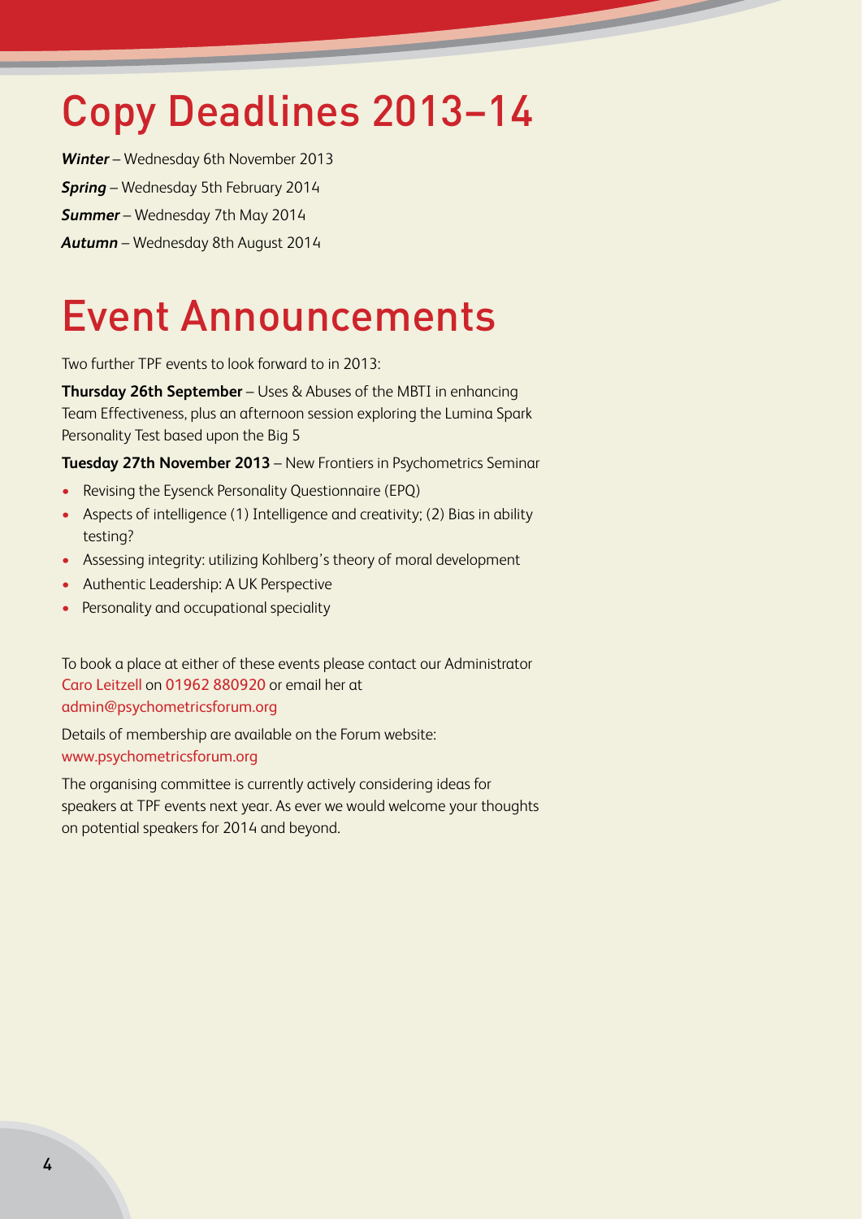# Copy Deadlines 2013–14

***Winter*** – Wednesday 6th November 2013

***Spring*** – Wednesday 5th February 2014

***Summer*** – Wednesday 7th May 2014

***Autumn*** – Wednesday 8th August 2014

# Event Announcements

Two further TPF events to look forward to in 2013:

**Thursday 26th September** – Uses & Abuses of the MBTI in enhancing Team Effectiveness, plus an afternoon session exploring the Lumina Spark Personality Test based upon the Big 5

**Tuesday 27th November 2013** – New Frontiers in Psychometrics Seminar

- Revising the Eysenck Personality Questionnaire (EPQ)
- Aspects of intelligence (1) Intelligence and creativity; (2) Bias in ability testing?
- Assessing integrity: utilizing Kohlberg's theory of moral development
- Authentic Leadership: A UK Perspective
- Personality and occupational speciality

To book a place at either of these events please contact our Administrator Caro Leitzell on 01962 880920 or email her at admin@psychometricsforum.org

Details of membership are available on the Forum website: www.psychometricsforum.org

The organising committee is currently actively considering ideas for speakers at TPF events next year. As ever we would welcome your thoughts on potential speakers for 2014 and beyond.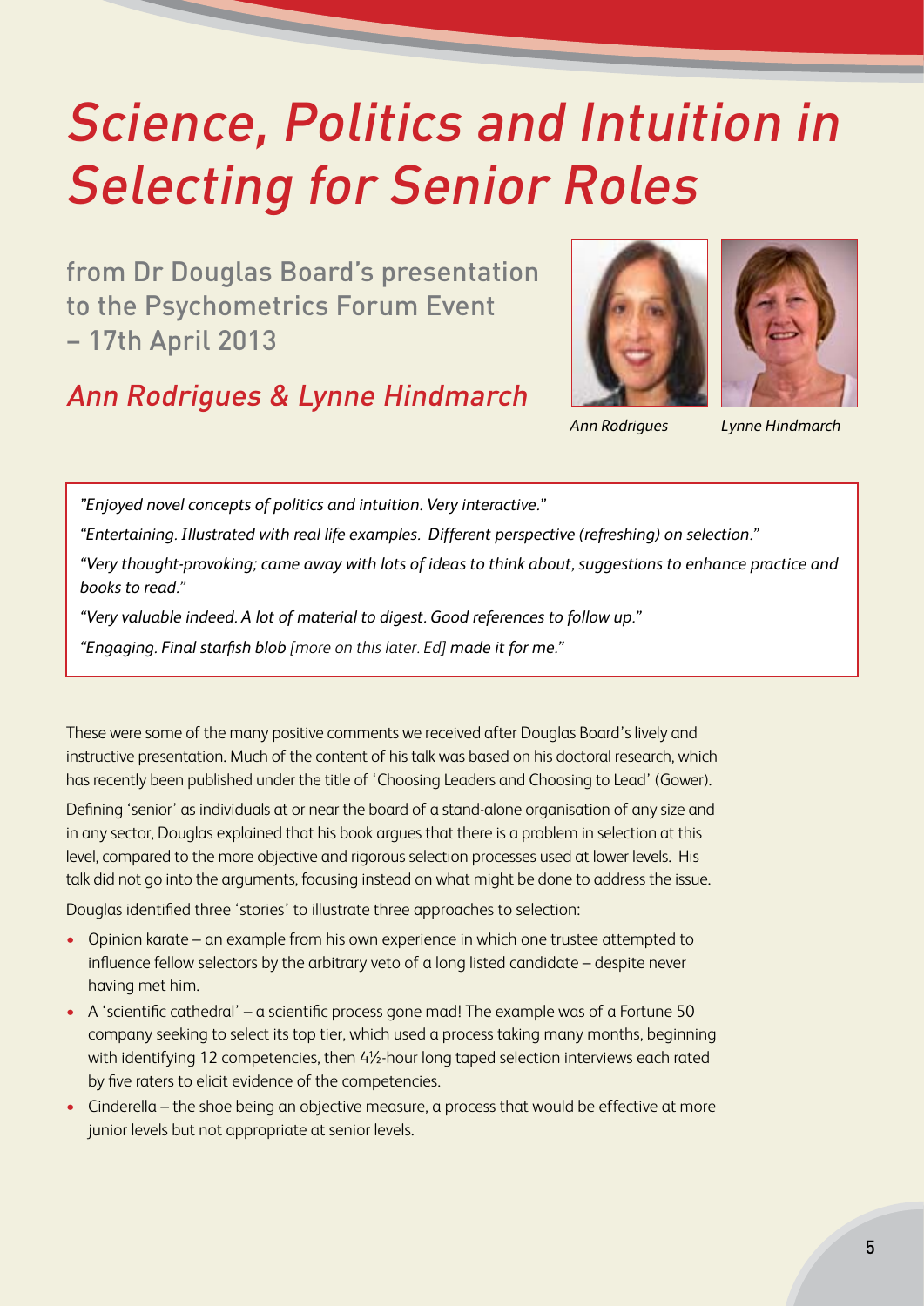# *Science, Politics and Intuition in Selecting for Senior Roles*

## from Dr Douglas Board's presentation to the Psychometrics Forum Event – 17th April 2013

## *Ann Rodrigues & Lynne Hindmarch*

*Ann Rodrigues* *Lynne Hindmarch*

> *"Enjoyed novel concepts of politics and intuition. Very interactive."*
>
> *"Entertaining. Illustrated with real life examples. Different perspective (refreshing) on selection."*
>
> *"Very thought-provoking; came away with lots of ideas to think about, suggestions to enhance practice and books to read."*
>
> *"Very valuable indeed. A lot of material to digest. Good references to follow up."*
>
> *"Engaging. Final starfish blob [more on this later. Ed] made it for me."*

These were some of the many positive comments we received after Douglas Board's lively and instructive presentation. Much of the content of his talk was based on his doctoral research, which has recently been published under the title of 'Choosing Leaders and Choosing to Lead' (Gower).

Defining 'senior' as individuals at or near the board of a stand-alone organisation of any size and in any sector, Douglas explained that his book argues that there is a problem in selection at this level, compared to the more objective and rigorous selection processes used at lower levels. His talk did not go into the arguments, focusing instead on what might be done to address the issue.

Douglas identified three 'stories' to illustrate three approaches to selection:

- Opinion karate – an example from his own experience in which one trustee attempted to influence fellow selectors by the arbitrary veto of a long listed candidate – despite never having met him.
- A 'scientific cathedral' – a scientific process gone mad! The example was of a Fortune 50 company seeking to select its top tier, which used a process taking many months, beginning with identifying 12 competencies, then 4½-hour long taped selection interviews each rated by five raters to elicit evidence of the competencies.
- Cinderella – the shoe being an objective measure, a process that would be effective at more junior levels but not appropriate at senior levels.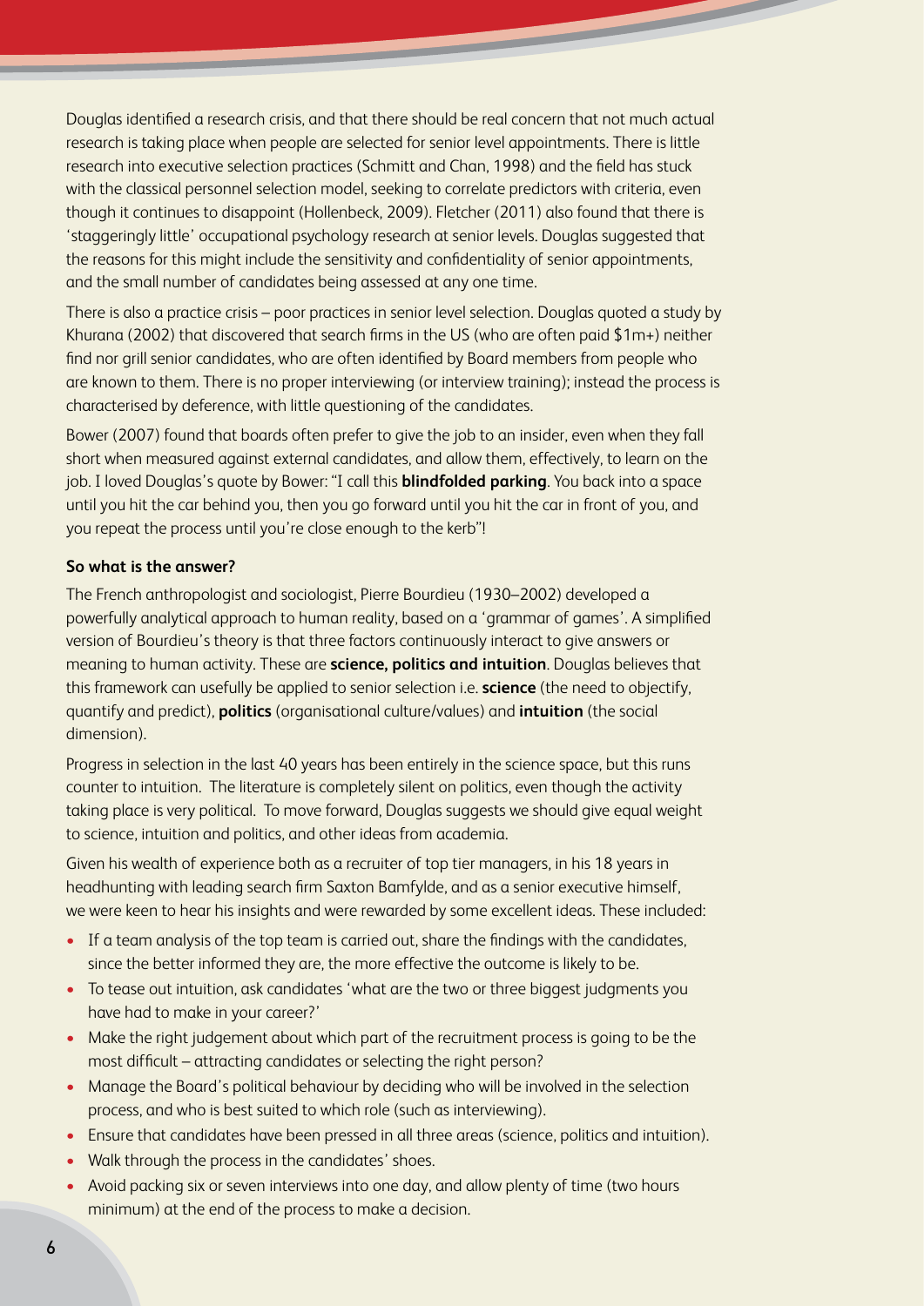Douglas identified a research crisis, and that there should be real concern that not much actual research is taking place when people are selected for senior level appointments. There is little research into executive selection practices (Schmitt and Chan, 1998) and the field has stuck with the classical personnel selection model, seeking to correlate predictors with criteria, even though it continues to disappoint (Hollenbeck, 2009). Fletcher (2011) also found that there is 'staggeringly little' occupational psychology research at senior levels. Douglas suggested that the reasons for this might include the sensitivity and confidentiality of senior appointments, and the small number of candidates being assessed at any one time.

There is also a practice crisis – poor practices in senior level selection. Douglas quoted a study by Khurana (2002) that discovered that search firms in the US (who are often paid $1m+) neither find nor grill senior candidates, who are often identified by Board members from people who are known to them. There is no proper interviewing (or interview training); instead the process is characterised by deference, with little questioning of the candidates.

Bower (2007) found that boards often prefer to give the job to an insider, even when they fall short when measured against external candidates, and allow them, effectively, to learn on the job. I loved Douglas's quote by Bower: "I call this **blindfolded parking**. You back into a space until you hit the car behind you, then you go forward until you hit the car in front of you, and you repeat the process until you're close enough to the kerb"!

**So what is the answer?**

The French anthropologist and sociologist, Pierre Bourdieu (1930–2002) developed a powerfully analytical approach to human reality, based on a 'grammar of games'. A simplified version of Bourdieu's theory is that three factors continuously interact to give answers or meaning to human activity. These are **science, politics and intuition**. Douglas believes that this framework can usefully be applied to senior selection i.e. **science** (the need to objectify, quantify and predict), **politics** (organisational culture/values) and **intuition** (the social dimension).

Progress in selection in the last 40 years has been entirely in the science space, but this runs counter to intuition. The literature is completely silent on politics, even though the activity taking place is very political. To move forward, Douglas suggests we should give equal weight to science, intuition and politics, and other ideas from academia.

Given his wealth of experience both as a recruiter of top tier managers, in his 18 years in headhunting with leading search firm Saxton Bamfylde, and as a senior executive himself, we were keen to hear his insights and were rewarded by some excellent ideas. These included:

- If a team analysis of the top team is carried out, share the findings with the candidates, since the better informed they are, the more effective the outcome is likely to be.
- To tease out intuition, ask candidates 'what are the two or three biggest judgments you have had to make in your career?'
- Make the right judgement about which part of the recruitment process is going to be the most difficult – attracting candidates or selecting the right person?
- Manage the Board's political behaviour by deciding who will be involved in the selection process, and who is best suited to which role (such as interviewing).
- Ensure that candidates have been pressed in all three areas (science, politics and intuition).
- Walk through the process in the candidates' shoes.
- Avoid packing six or seven interviews into one day, and allow plenty of time (two hours minimum) at the end of the process to make a decision.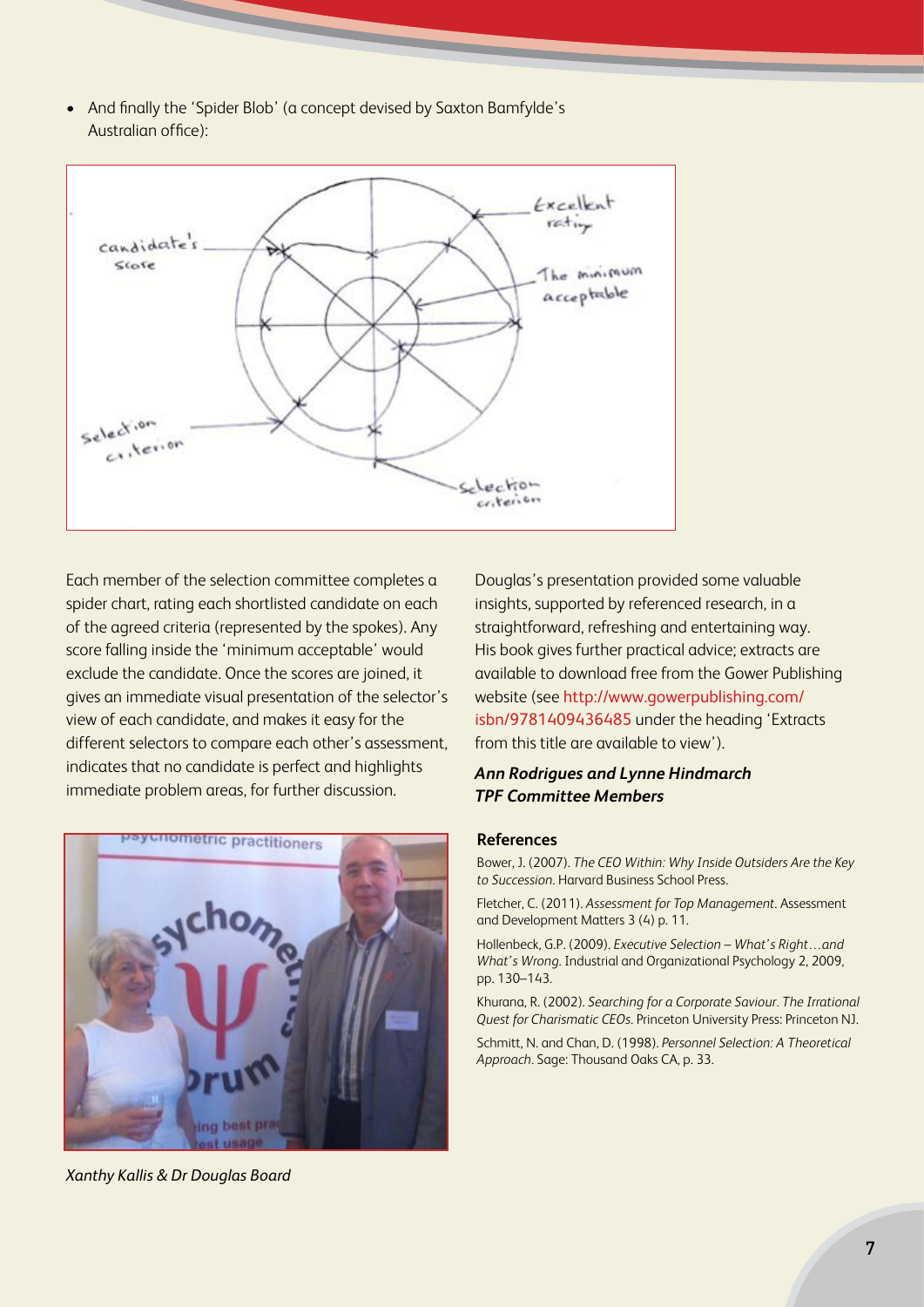- And finally the 'Spider Blob' (a concept devised by Saxton Bamfylde's Australian office):

Each member of the selection committee completes a spider chart, rating each shortlisted candidate on each of the agreed criteria (represented by the spokes). Any score falling inside the 'minimum acceptable' would exclude the candidate. Once the scores are joined, it gives an immediate visual presentation of the selector's view of each candidate, and makes it easy for the different selectors to compare each other's assessment, indicates that no candidate is perfect and highlights immediate problem areas, for further discussion.

*Xanthy Kallis & Dr Douglas Board*

Douglas's presentation provided some valuable insights, supported by referenced research, in a straightforward, refreshing and entertaining way. His book gives further practical advice; extracts are available to download free from the Gower Publishing website (see http://www.gowerpublishing.com/isbn/9781409436485 under the heading 'Extracts from this title are available to view').

***Ann Rodrigues and Lynne Hindmarch***
***TPF Committee Members***

## References

Bower, J. (2007). *The CEO Within: Why Inside Outsiders Are the Key to Succession*. Harvard Business School Press.

Fletcher, C. (2011). *Assessment for Top Management*. Assessment and Development Matters 3 (4) p. 11.

Hollenbeck, G.P. (2009). *Executive Selection – What's Right…and What's Wrong*. Industrial and Organizational Psychology 2, 2009, pp. 130–143.

Khurana, R. (2002). *Searching for a Corporate Saviour. The Irrational Quest for Charismatic CEOs*. Princeton University Press: Princeton NJ.

Schmitt, N. and Chan, D. (1998). *Personnel Selection: A Theoretical Approach*. Sage: Thousand Oaks CA, p. 33.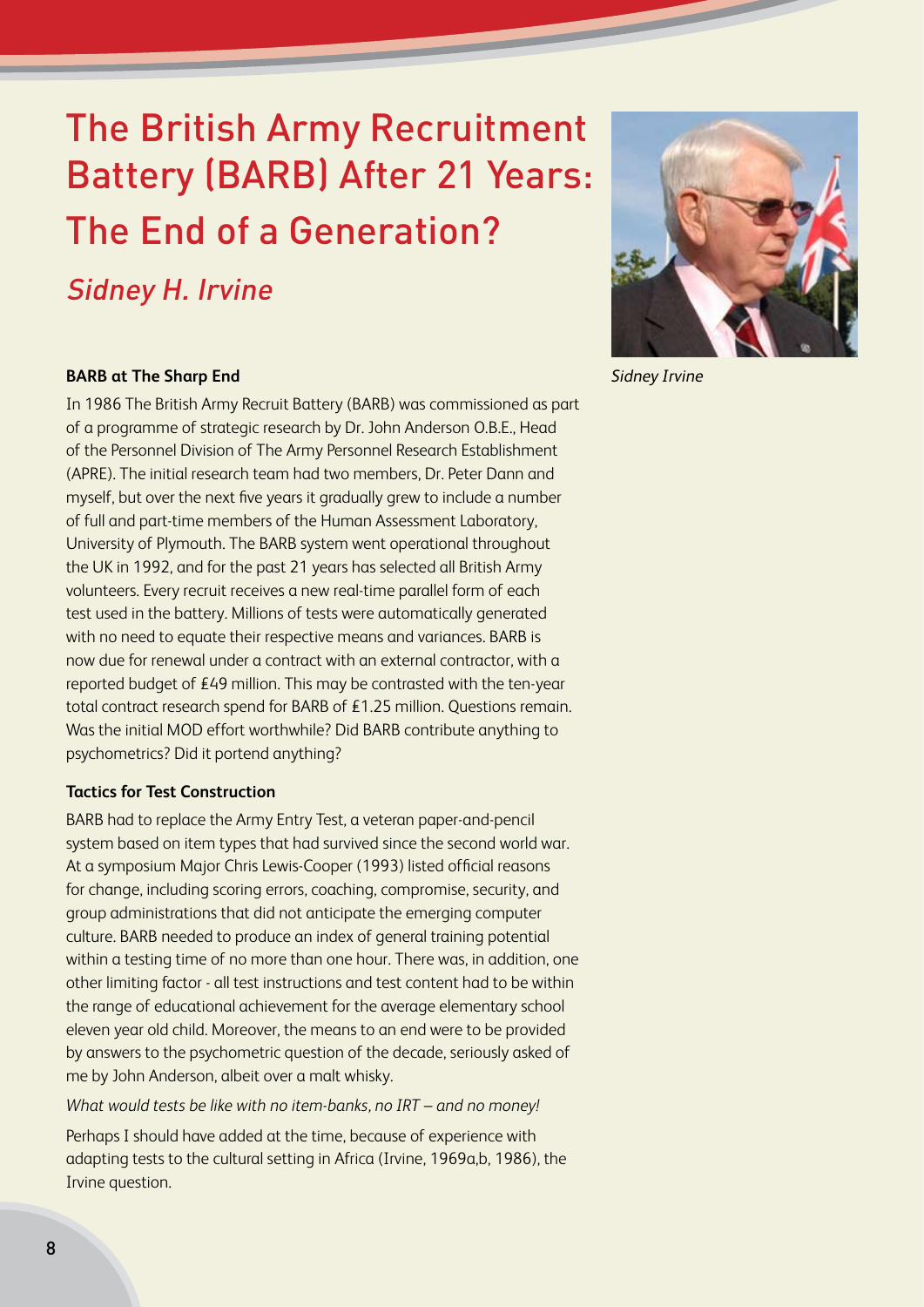# The British Army Recruitment Battery (BARB) After 21 Years: The End of a Generation?

## *Sidney H. Irvine*

*Sidney Irvine*

**BARB at The Sharp End**

In 1986 The British Army Recruit Battery (BARB) was commissioned as part of a programme of strategic research by Dr. John Anderson O.B.E., Head of the Personnel Division of The Army Personnel Research Establishment (APRE). The initial research team had two members, Dr. Peter Dann and myself, but over the next five years it gradually grew to include a number of full and part-time members of the Human Assessment Laboratory, University of Plymouth. The BARB system went operational throughout the UK in 1992, and for the past 21 years has selected all British Army volunteers. Every recruit receives a new real-time parallel form of each test used in the battery. Millions of tests were automatically generated with no need to equate their respective means and variances. BARB is now due for renewal under a contract with an external contractor, with a reported budget of £49 million. This may be contrasted with the ten-year total contract research spend for BARB of £1.25 million. Questions remain. Was the initial MOD effort worthwhile? Did BARB contribute anything to psychometrics? Did it portend anything?

**Tactics for Test Construction**

BARB had to replace the Army Entry Test, a veteran paper-and-pencil system based on item types that had survived since the second world war. At a symposium Major Chris Lewis-Cooper (1993) listed official reasons for change, including scoring errors, coaching, compromise, security, and group administrations that did not anticipate the emerging computer culture. BARB needed to produce an index of general training potential within a testing time of no more than one hour. There was, in addition, one other limiting factor - all test instructions and test content had to be within the range of educational achievement for the average elementary school eleven year old child. Moreover, the means to an end were to be provided by answers to the psychometric question of the decade, seriously asked of me by John Anderson, albeit over a malt whisky.

*What would tests be like with no item-banks, no IRT – and no money!*

Perhaps I should have added at the time, because of experience with adapting tests to the cultural setting in Africa (Irvine, 1969a,b, 1986), the Irvine question.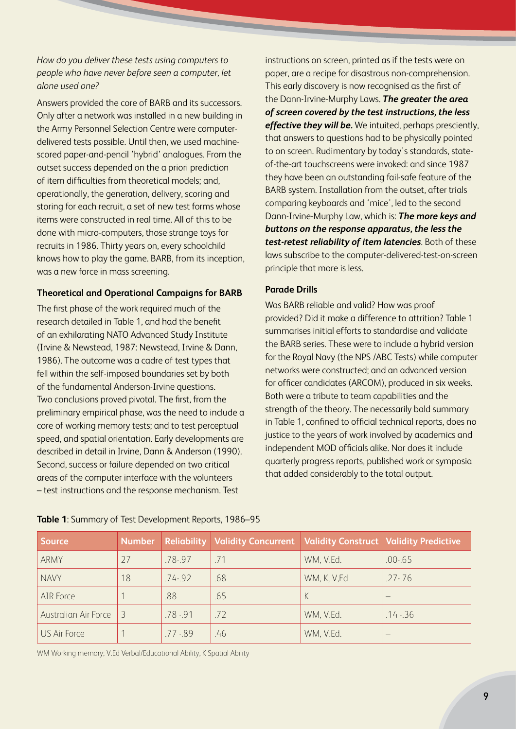*How do you deliver these tests using computers to people who have never before seen a computer, let alone used one?*

Answers provided the core of BARB and its successors. Only after a network was installed in a new building in the Army Personnel Selection Centre were computer-delivered tests possible. Until then, we used machine-scored paper-and-pencil 'hybrid' analogues. From the outset success depended on the a priori prediction of item difficulties from theoretical models; and, operationally, the generation, delivery, scoring and storing for each recruit, a set of new test forms whose items were constructed in real time. All of this to be done with micro-computers, those strange toys for recruits in 1986. Thirty years on, every schoolchild knows how to play the game. BARB, from its inception, was a new force in mass screening.

### Theoretical and Operational Campaigns for BARB

The first phase of the work required much of the research detailed in Table 1, and had the benefit of an exhilarating NATO Advanced Study Institute (Irvine & Newstead, 1987: Newstead, Irvine & Dann, 1986). The outcome was a cadre of test types that fell within the self-imposed boundaries set by both of the fundamental Anderson-Irvine questions. Two conclusions proved pivotal. The first, from the preliminary empirical phase, was the need to include a core of working memory tests; and to test perceptual speed, and spatial orientation. Early developments are described in detail in Irvine, Dann & Anderson (1990). Second, success or failure depended on two critical areas of the computer interface with the volunteers – test instructions and the response mechanism. Test instructions on screen, printed as if the tests were on paper, are a recipe for disastrous non-comprehension. This early discovery is now recognised as the first of the Dann-Irvine-Murphy Laws. ***The greater the area of screen covered by the test instructions, the less effective they will be.*** We intuited, perhaps presciently, that answers to questions had to be physically pointed to on screen. Rudimentary by today's standards, state-of-the-art touchscreens were invoked: and since 1987 they have been an outstanding fail-safe feature of the BARB system. Installation from the outset, after trials comparing keyboards and 'mice', led to the second Dann-Irvine-Murphy Law, which is: ***The more keys and buttons on the response apparatus, the less the test-retest reliability of item latencies***. Both of these laws subscribe to the computer-delivered-test-on-screen principle that more is less.

### Parade Drills

Was BARB reliable and valid? How was proof provided? Did it make a difference to attrition? Table 1 summarises initial efforts to standardise and validate the BARB series. These were to include a hybrid version for the Royal Navy (the NPS /ABC Tests) while computer networks were constructed; and an advanced version for officer candidates (ARCOM), produced in six weeks. Both were a tribute to team capabilities and the strength of the theory. The necessarily bald summary in Table 1, confined to official technical reports, does no justice to the years of work involved by academics and independent MOD officials alike. Nor does it include quarterly progress reports, published work or symposia that added considerably to the total output.

**Table 1**: Summary of Test Development Reports, 1986–95

| Source | Number | Reliability | Validity Concurrent | Validity Construct | Validity Predictive |
|---|---|---|---|---|---|
| ARMY | 27 | .78-.97 | .71 | WM, V.Ed. | .00-.65 |
| NAVY | 18 | .74-.92 | .68 | WM, K, V,Ed | .27-.76 |
| AIR Force | 1 | .88 | .65 | K | – |
| Australian Air Force | 3 | .78 -.91 | .72 | WM, V.Ed. | .14 -.36 |
| US Air Force | 1 | .77 -.89 | .46 | WM, V.Ed. | – |

WM Working memory; V.Ed Verbal/Educational Ability, K Spatial Ability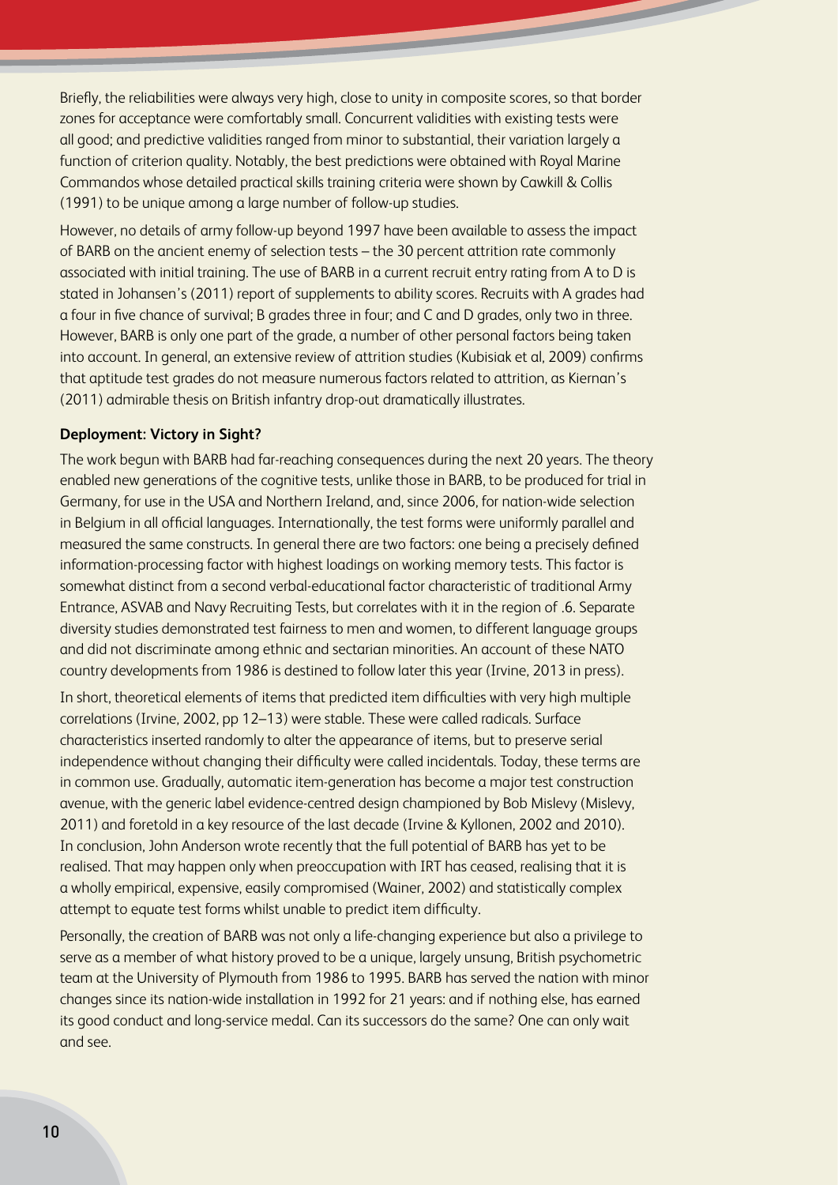Briefly, the reliabilities were always very high, close to unity in composite scores, so that border zones for acceptance were comfortably small. Concurrent validities with existing tests were all good; and predictive validities ranged from minor to substantial, their variation largely a function of criterion quality. Notably, the best predictions were obtained with Royal Marine Commandos whose detailed practical skills training criteria were shown by Cawkill & Collis (1991) to be unique among a large number of follow-up studies.

However, no details of army follow-up beyond 1997 have been available to assess the impact of BARB on the ancient enemy of selection tests – the 30 percent attrition rate commonly associated with initial training. The use of BARB in a current recruit entry rating from A to D is stated in Johansen's (2011) report of supplements to ability scores. Recruits with A grades had a four in five chance of survival; B grades three in four; and C and D grades, only two in three. However, BARB is only one part of the grade, a number of other personal factors being taken into account. In general, an extensive review of attrition studies (Kubisiak et al, 2009) confirms that aptitude test grades do not measure numerous factors related to attrition, as Kiernan's (2011) admirable thesis on British infantry drop-out dramatically illustrates.

**Deployment: Victory in Sight?**

The work begun with BARB had far-reaching consequences during the next 20 years. The theory enabled new generations of the cognitive tests, unlike those in BARB, to be produced for trial in Germany, for use in the USA and Northern Ireland, and, since 2006, for nation-wide selection in Belgium in all official languages. Internationally, the test forms were uniformly parallel and measured the same constructs. In general there are two factors: one being a precisely defined information-processing factor with highest loadings on working memory tests. This factor is somewhat distinct from a second verbal-educational factor characteristic of traditional Army Entrance, ASVAB and Navy Recruiting Tests, but correlates with it in the region of .6. Separate diversity studies demonstrated test fairness to men and women, to different language groups and did not discriminate among ethnic and sectarian minorities. An account of these NATO country developments from 1986 is destined to follow later this year (Irvine, 2013 in press).

In short, theoretical elements of items that predicted item difficulties with very high multiple correlations (Irvine, 2002, pp 12–13) were stable. These were called radicals. Surface characteristics inserted randomly to alter the appearance of items, but to preserve serial independence without changing their difficulty were called incidentals. Today, these terms are in common use. Gradually, automatic item-generation has become a major test construction avenue, with the generic label evidence-centred design championed by Bob Mislevy (Mislevy, 2011) and foretold in a key resource of the last decade (Irvine & Kyllonen, 2002 and 2010). In conclusion, John Anderson wrote recently that the full potential of BARB has yet to be realised. That may happen only when preoccupation with IRT has ceased, realising that it is a wholly empirical, expensive, easily compromised (Wainer, 2002) and statistically complex attempt to equate test forms whilst unable to predict item difficulty.

Personally, the creation of BARB was not only a life-changing experience but also a privilege to serve as a member of what history proved to be a unique, largely unsung, British psychometric team at the University of Plymouth from 1986 to 1995. BARB has served the nation with minor changes since its nation-wide installation in 1992 for 21 years: and if nothing else, has earned its good conduct and long-service medal. Can its successors do the same? One can only wait and see.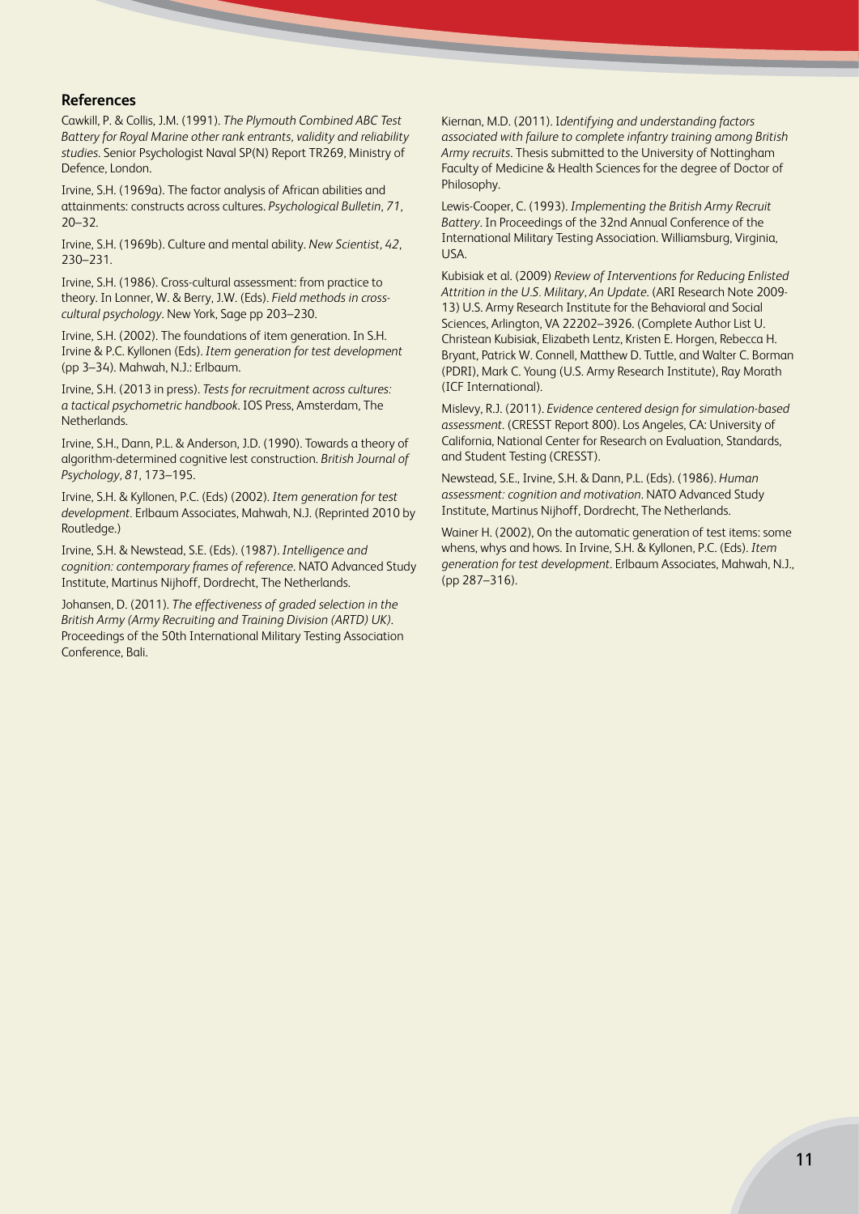## References

Cawkill, P. & Collis, J.M. (1991). *The Plymouth Combined ABC Test Battery for Royal Marine other rank entrants, validity and reliability studies*. Senior Psychologist Naval SP(N) Report TR269, Ministry of Defence, London.

Irvine, S.H. (1969a). The factor analysis of African abilities and attainments: constructs across cultures. *Psychological Bulletin*, *71*, 20–32.

Irvine, S.H. (1969b). Culture and mental ability. *New Scientist*, *42*, 230–231.

Irvine, S.H. (1986). Cross-cultural assessment: from practice to theory. In Lonner, W. & Berry, J.W. (Eds). *Field methods in cross-cultural psychology*. New York, Sage pp 203–230.

Irvine, S.H. (2002). The foundations of item generation. In S.H. Irvine & P.C. Kyllonen (Eds). *Item generation for test development* (pp 3–34). Mahwah, N.J.: Erlbaum.

Irvine, S.H. (2013 in press). *Tests for recruitment across cultures: a tactical psychometric handbook*. IOS Press, Amsterdam, The Netherlands.

Irvine, S.H., Dann, P.L. & Anderson, J.D. (1990). Towards a theory of algorithm-determined cognitive lest construction. *British Journal of Psychology*, *81*, 173–195.

Irvine, S.H. & Kyllonen, P.C. (Eds) (2002). *Item generation for test development*. Erlbaum Associates, Mahwah, N.J. (Reprinted 2010 by Routledge.)

Irvine, S.H. & Newstead, S.E. (Eds). (1987). *Intelligence and cognition: contemporary frames of reference*. NATO Advanced Study Institute, Martinus Nijhoff, Dordrecht, The Netherlands.

Johansen, D. (2011). *The effectiveness of graded selection in the British Army (Army Recruiting and Training Division (ARTD) UK)*. Proceedings of the 50th International Military Testing Association Conference, Bali.

Kiernan, M.D. (2011). I*dentifying and understanding factors associated with failure to complete infantry training among British Army recruits*. Thesis submitted to the University of Nottingham Faculty of Medicine & Health Sciences for the degree of Doctor of Philosophy.

Lewis-Cooper, C. (1993). *Implementing the British Army Recruit Battery*. In Proceedings of the 32nd Annual Conference of the International Military Testing Association. Williamsburg, Virginia, USA.

Kubisiak et al. (2009) *Review of Interventions for Reducing Enlisted Attrition in the U.S. Military, An Update*. (ARI Research Note 2009-13) U.S. Army Research Institute for the Behavioral and Social Sciences, Arlington, VA 22202–3926. (Complete Author List U. Christean Kubisiak, Elizabeth Lentz, Kristen E. Horgen, Rebecca H. Bryant, Patrick W. Connell, Matthew D. Tuttle, and Walter C. Borman (PDRI), Mark C. Young (U.S. Army Research Institute), Ray Morath (ICF International).

Mislevy, R.J. (2011). *Evidence centered design for simulation-based assessment*. (CRESST Report 800). Los Angeles, CA: University of California, National Center for Research on Evaluation, Standards, and Student Testing (CRESST).

Newstead, S.E., Irvine, S.H. & Dann, P.L. (Eds). (1986). *Human assessment: cognition and motivation*. NATO Advanced Study Institute, Martinus Nijhoff, Dordrecht, The Netherlands.

Wainer H. (2002), On the automatic generation of test items: some whens, whys and hows. In Irvine, S.H. & Kyllonen, P.C. (Eds). *Item generation for test development*. Erlbaum Associates, Mahwah, N.J., (pp 287–316).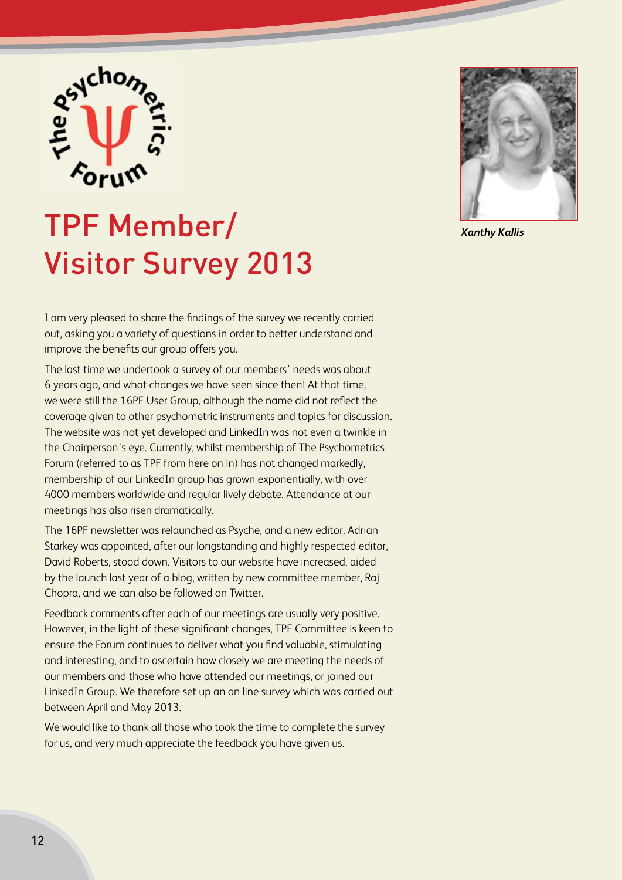# TPF Member/ Visitor Survey 2013

*Xanthy Kallis*

I am very pleased to share the findings of the survey we recently carried out, asking you a variety of questions in order to better understand and improve the benefits our group offers you.

The last time we undertook a survey of our members' needs was about 6 years ago, and what changes we have seen since then! At that time, we were still the 16PF User Group, although the name did not reflect the coverage given to other psychometric instruments and topics for discussion. The website was not yet developed and LinkedIn was not even a twinkle in the Chairperson's eye. Currently, whilst membership of The Psychometrics Forum (referred to as TPF from here on in) has not changed markedly, membership of our LinkedIn group has grown exponentially, with over 4000 members worldwide and regular lively debate. Attendance at our meetings has also risen dramatically.

The 16PF newsletter was relaunched as Psyche, and a new editor, Adrian Starkey was appointed, after our longstanding and highly respected editor, David Roberts, stood down. Visitors to our website have increased, aided by the launch last year of a blog, written by new committee member, Raj Chopra, and we can also be followed on Twitter.

Feedback comments after each of our meetings are usually very positive. However, in the light of these significant changes, TPF Committee is keen to ensure the Forum continues to deliver what you find valuable, stimulating and interesting, and to ascertain how closely we are meeting the needs of our members and those who have attended our meetings, or joined our LinkedIn Group. We therefore set up an on line survey which was carried out between April and May 2013.

We would like to thank all those who took the time to complete the survey for us, and very much appreciate the feedback you have given us.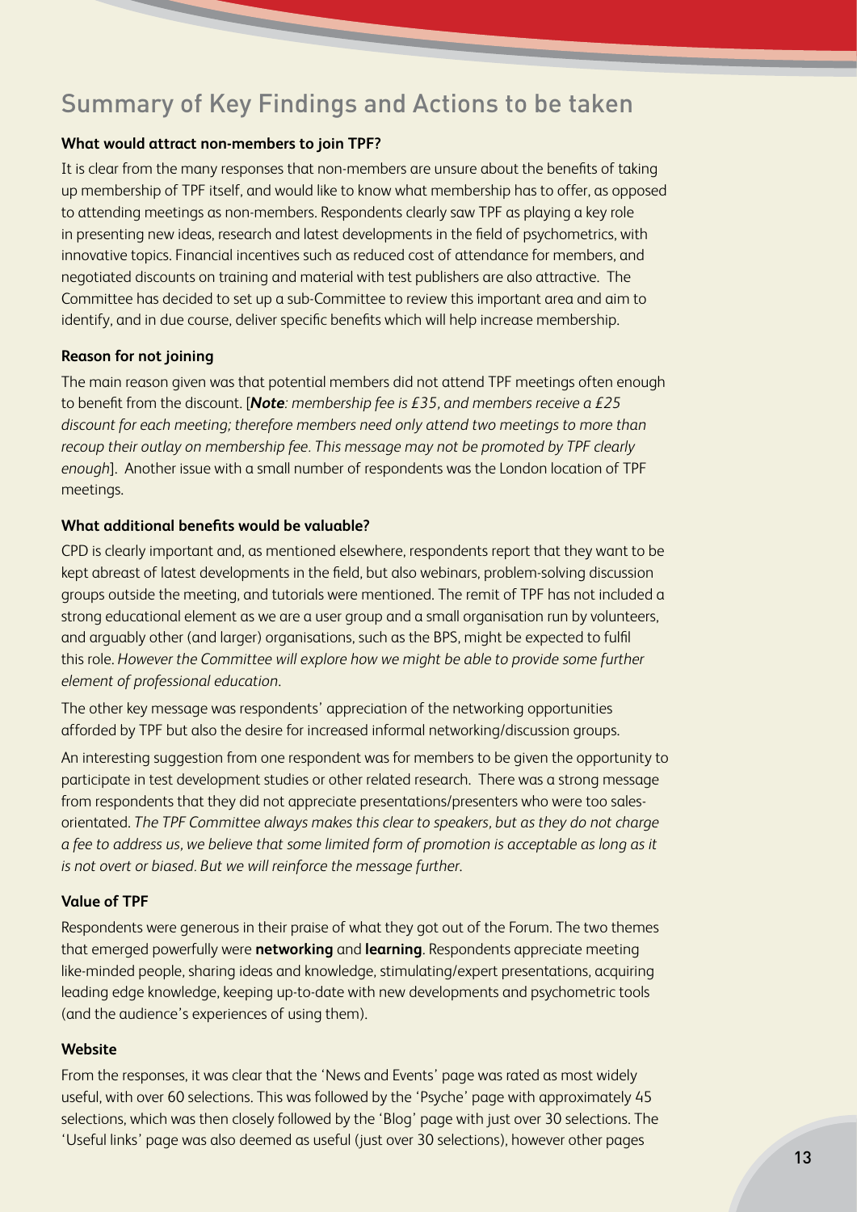## Summary of Key Findings and Actions to be taken

**What would attract non-members to join TPF?**

It is clear from the many responses that non-members are unsure about the benefits of taking up membership of TPF itself, and would like to know what membership has to offer, as opposed to attending meetings as non-members. Respondents clearly saw TPF as playing a key role in presenting new ideas, research and latest developments in the field of psychometrics, with innovative topics. Financial incentives such as reduced cost of attendance for members, and negotiated discounts on training and material with test publishers are also attractive. The Committee has decided to set up a sub-Committee to review this important area and aim to identify, and in due course, deliver specific benefits which will help increase membership.

**Reason for not joining**

The main reason given was that potential members did not attend TPF meetings often enough to benefit from the discount. [***Note****: membership fee is £35, and members receive a £25 discount for each meeting; therefore members need only attend two meetings to more than recoup their outlay on membership fee. This message may not be promoted by TPF clearly enough*]. Another issue with a small number of respondents was the London location of TPF meetings.

**What additional benefits would be valuable?**

CPD is clearly important and, as mentioned elsewhere, respondents report that they want to be kept abreast of latest developments in the field, but also webinars, problem-solving discussion groups outside the meeting, and tutorials were mentioned. The remit of TPF has not included a strong educational element as we are a user group and a small organisation run by volunteers, and arguably other (and larger) organisations, such as the BPS, might be expected to fulfil this role. *However the Committee will explore how we might be able to provide some further element of professional education.*

The other key message was respondents' appreciation of the networking opportunities afforded by TPF but also the desire for increased informal networking/discussion groups.

An interesting suggestion from one respondent was for members to be given the opportunity to participate in test development studies or other related research. There was a strong message from respondents that they did not appreciate presentations/presenters who were too sales-orientated. *The TPF Committee always makes this clear to speakers, but as they do not charge a fee to address us, we believe that some limited form of promotion is acceptable as long as it is not overt or biased. But we will reinforce the message further.*

**Value of TPF**

Respondents were generous in their praise of what they got out of the Forum. The two themes that emerged powerfully were **networking** and **learning**. Respondents appreciate meeting like-minded people, sharing ideas and knowledge, stimulating/expert presentations, acquiring leading edge knowledge, keeping up-to-date with new developments and psychometric tools (and the audience's experiences of using them).

**Website**

From the responses, it was clear that the 'News and Events' page was rated as most widely useful, with over 60 selections. This was followed by the 'Psyche' page with approximately 45 selections, which was then closely followed by the 'Blog' page with just over 30 selections. The 'Useful links' page was also deemed as useful (just over 30 selections), however other pages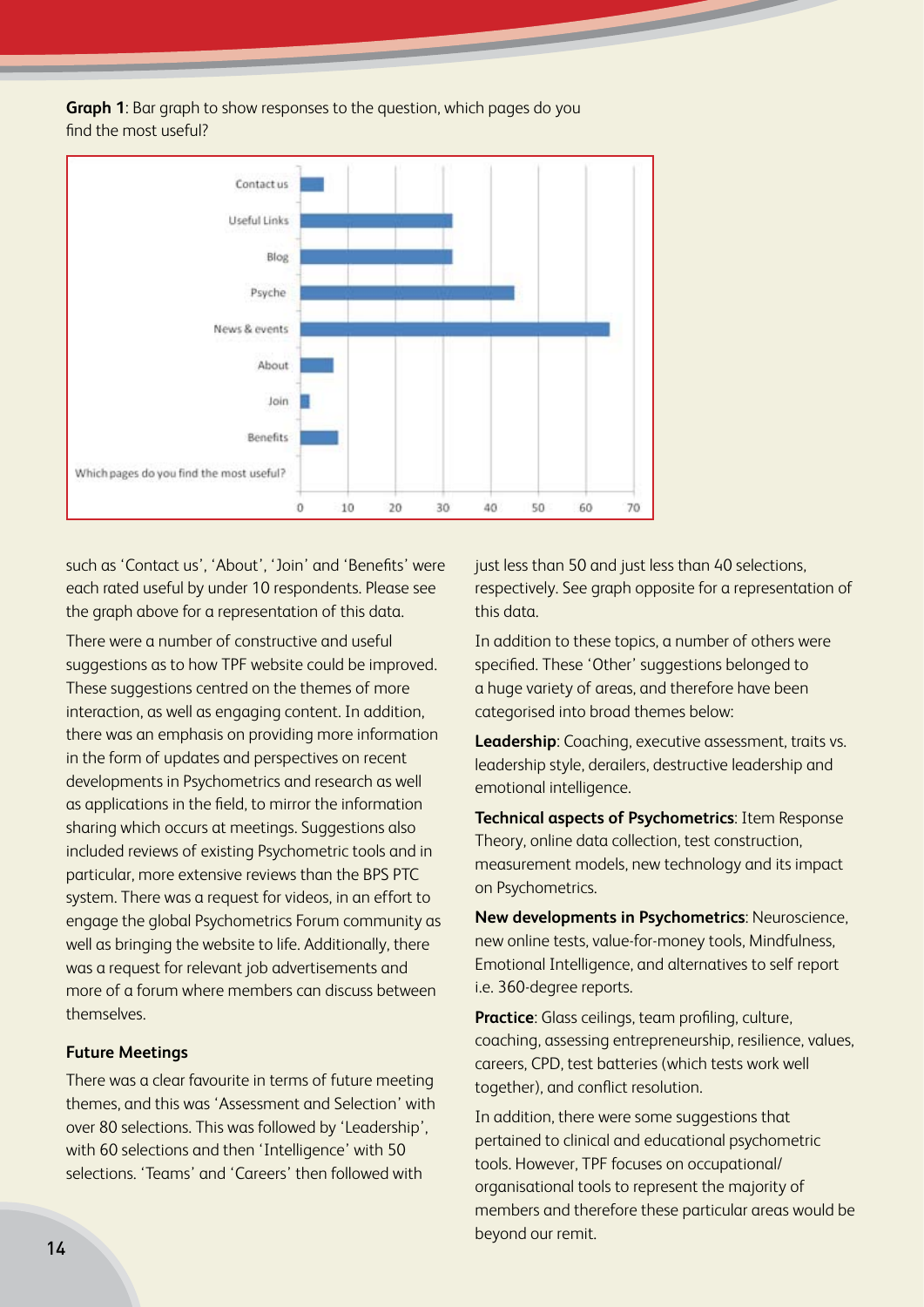**Graph 1**: Bar graph to show responses to the question, which pages do you find the most useful?

such as 'Contact us', 'About', 'Join' and 'Benefits' were each rated useful by under 10 respondents. Please see the graph above for a representation of this data.

There were a number of constructive and useful suggestions as to how TPF website could be improved. These suggestions centred on the themes of more interaction, as well as engaging content. In addition, there was an emphasis on providing more information in the form of updates and perspectives on recent developments in Psychometrics and research as well as applications in the field, to mirror the information sharing which occurs at meetings. Suggestions also included reviews of existing Psychometric tools and in particular, more extensive reviews than the BPS PTC system. There was a request for videos, in an effort to engage the global Psychometrics Forum community as well as bringing the website to life. Additionally, there was a request for relevant job advertisements and more of a forum where members can discuss between themselves.

#### Future Meetings

There was a clear favourite in terms of future meeting themes, and this was 'Assessment and Selection' with over 80 selections. This was followed by 'Leadership', with 60 selections and then 'Intelligence' with 50 selections. 'Teams' and 'Careers' then followed with just less than 50 and just less than 40 selections, respectively. See graph opposite for a representation of this data.

In addition to these topics, a number of others were specified. These 'Other' suggestions belonged to a huge variety of areas, and therefore have been categorised into broad themes below:

**Leadership**: Coaching, executive assessment, traits vs. leadership style, derailers, destructive leadership and emotional intelligence.

**Technical aspects of Psychometrics**: Item Response Theory, online data collection, test construction, measurement models, new technology and its impact on Psychometrics.

**New developments in Psychometrics**: Neuroscience, new online tests, value-for-money tools, Mindfulness, Emotional Intelligence, and alternatives to self report i.e. 360-degree reports.

**Practice**: Glass ceilings, team profiling, culture, coaching, assessing entrepreneurship, resilience, values, careers, CPD, test batteries (which tests work well together), and conflict resolution.

In addition, there were some suggestions that pertained to clinical and educational psychometric tools. However, TPF focuses on occupational/organisational tools to represent the majority of members and therefore these particular areas would be beyond our remit.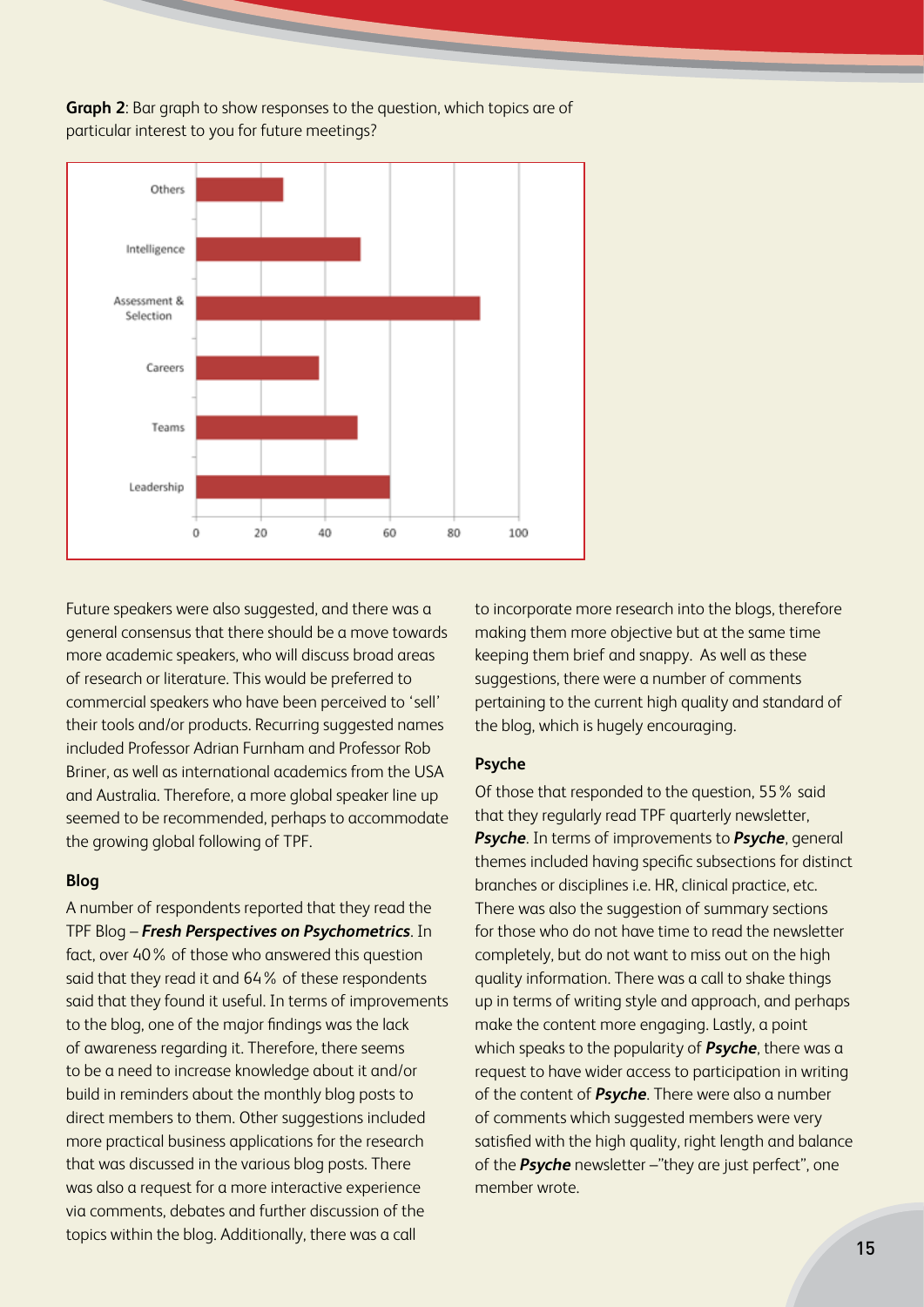**Graph 2**: Bar graph to show responses to the question, which topics are of particular interest to you for future meetings?

Future speakers were also suggested, and there was a general consensus that there should be a move towards more academic speakers, who will discuss broad areas of research or literature. This would be preferred to commercial speakers who have been perceived to 'sell' their tools and/or products. Recurring suggested names included Professor Adrian Furnham and Professor Rob Briner, as well as international academics from the USA and Australia. Therefore, a more global speaker line up seemed to be recommended, perhaps to accommodate the growing global following of TPF.

### Blog

A number of respondents reported that they read the TPF Blog – ***Fresh Perspectives on Psychometrics***. In fact, over 40% of those who answered this question said that they read it and 64% of these respondents said that they found it useful. In terms of improvements to the blog, one of the major findings was the lack of awareness regarding it. Therefore, there seems to be a need to increase knowledge about it and/or build in reminders about the monthly blog posts to direct members to them. Other suggestions included more practical business applications for the research that was discussed in the various blog posts. There was also a request for a more interactive experience via comments, debates and further discussion of the topics within the blog. Additionally, there was a call to incorporate more research into the blogs, therefore making them more objective but at the same time keeping them brief and snappy. As well as these suggestions, there were a number of comments pertaining to the current high quality and standard of the blog, which is hugely encouraging.

### Psyche

Of those that responded to the question, 55% said that they regularly read TPF quarterly newsletter, ***Psyche***. In terms of improvements to ***Psyche***, general themes included having specific subsections for distinct branches or disciplines i.e. HR, clinical practice, etc. There was also the suggestion of summary sections for those who do not have time to read the newsletter completely, but do not want to miss out on the high quality information. There was a call to shake things up in terms of writing style and approach, and perhaps make the content more engaging. Lastly, a point which speaks to the popularity of ***Psyche***, there was a request to have wider access to participation in writing of the content of ***Psyche***. There were also a number of comments which suggested members were very satisfied with the high quality, right length and balance of the ***Psyche*** newsletter –"they are just perfect", one member wrote.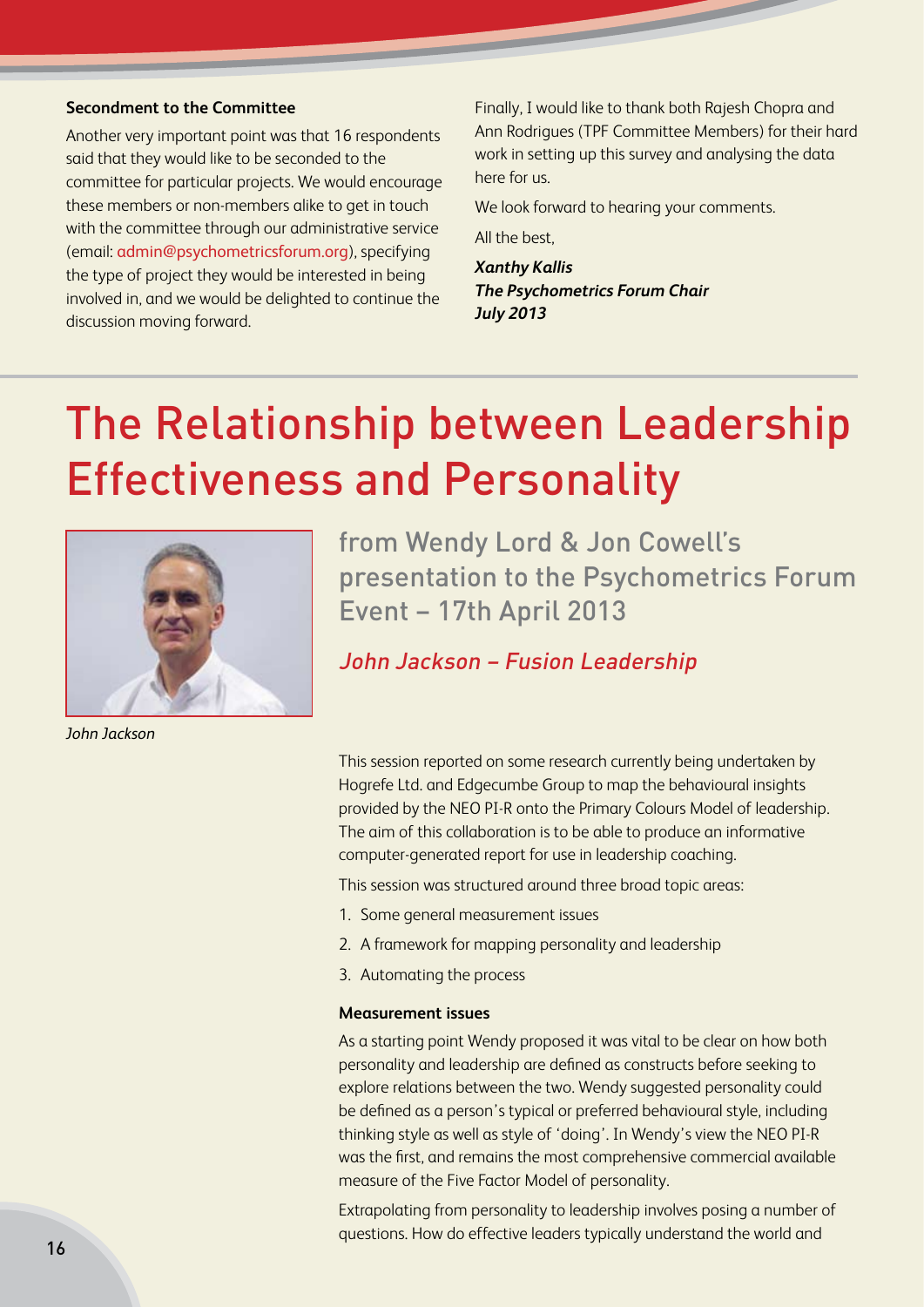### Secondment to the Committee

Another very important point was that 16 respondents said that they would like to be seconded to the committee for particular projects. We would encourage these members or non-members alike to get in touch with the committee through our administrative service (email: admin@psychometricsforum.org), specifying the type of project they would be interested in being involved in, and we would be delighted to continue the discussion moving forward.

Finally, I would like to thank both Rajesh Chopra and Ann Rodrigues (TPF Committee Members) for their hard work in setting up this survey and analysing the data here for us.

We look forward to hearing your comments.

All the best,

***Xanthy Kallis***
***The Psychometrics Forum Chair***
***July 2013***

# The Relationship between Leadership Effectiveness and Personality

*John Jackson*

## from Wendy Lord & Jon Cowell's presentation to the Psychometrics Forum Event – 17th April 2013

### *John Jackson – Fusion Leadership*

This session reported on some research currently being undertaken by Hogrefe Ltd. and Edgecumbe Group to map the behavioural insights provided by the NEO PI-R onto the Primary Colours Model of leadership. The aim of this collaboration is to be able to produce an informative computer-generated report for use in leadership coaching.

This session was structured around three broad topic areas:

1. Some general measurement issues
2. A framework for mapping personality and leadership
3. Automating the process

#### Measurement issues

As a starting point Wendy proposed it was vital to be clear on how both personality and leadership are defined as constructs before seeking to explore relations between the two. Wendy suggested personality could be defined as a person's typical or preferred behavioural style, including thinking style as well as style of 'doing'. In Wendy's view the NEO PI-R was the first, and remains the most comprehensive commercial available measure of the Five Factor Model of personality.

Extrapolating from personality to leadership involves posing a number of questions. How do effective leaders typically understand the world and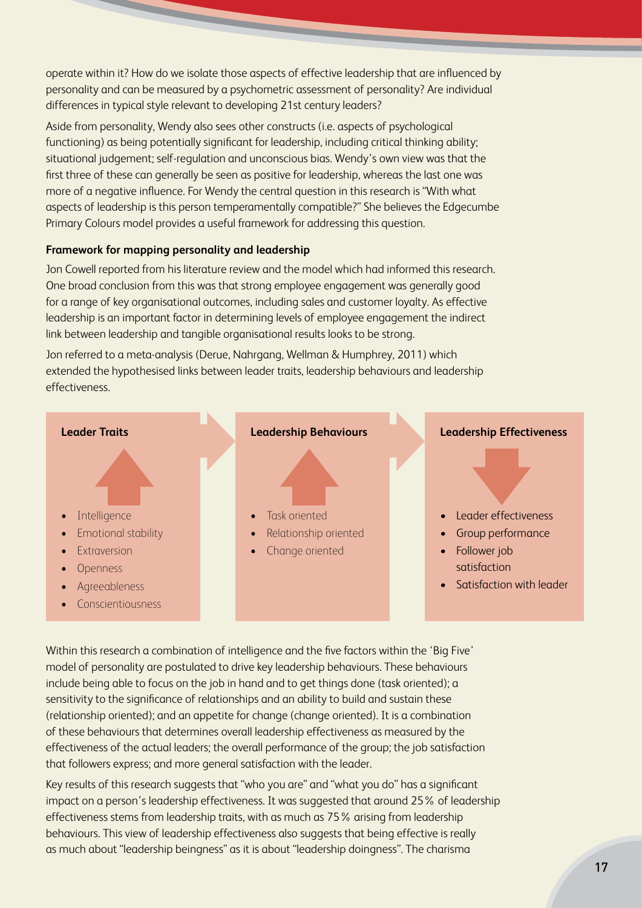operate within it? How do we isolate those aspects of effective leadership that are influenced by personality and can be measured by a psychometric assessment of personality? Are individual differences in typical style relevant to developing 21st century leaders?

Aside from personality, Wendy also sees other constructs (i.e. aspects of psychological functioning) as being potentially significant for leadership, including critical thinking ability; situational judgement; self-regulation and unconscious bias. Wendy's own view was that the first three of these can generally be seen as positive for leadership, whereas the last one was more of a negative influence. For Wendy the central question in this research is "With what aspects of leadership is this person temperamentally compatible?" She believes the Edgecumbe Primary Colours model provides a useful framework for addressing this question.

**Framework for mapping personality and leadership**

Jon Cowell reported from his literature review and the model which had informed this research. One broad conclusion from this was that strong employee engagement was generally good for a range of key organisational outcomes, including sales and customer loyalty. As effective leadership is an important factor in determining levels of employee engagement the indirect link between leadership and tangible organisational results looks to be strong.

Jon referred to a meta-analysis (Derue, Nahrgang, Wellman & Humphrey, 2011) which extended the hypothesised links between leader traits, leadership behaviours and leadership effectiveness.

**Leader Traits**

- Intelligence
- Emotional stability
- Extraversion
- Openness
- Agreeableness
- Conscientiousness

**Leadership Behaviours**

- Task oriented
- Relationship oriented
- Change oriented

**Leadership Effectiveness**

- Leader effectiveness
- Group performance
- Follower job satisfaction
- Satisfaction with leader

Within this research a combination of intelligence and the five factors within the 'Big Five' model of personality are postulated to drive key leadership behaviours. These behaviours include being able to focus on the job in hand and to get things done (task oriented); a sensitivity to the significance of relationships and an ability to build and sustain these (relationship oriented); and an appetite for change (change oriented). It is a combination of these behaviours that determines overall leadership effectiveness as measured by the effectiveness of the actual leaders; the overall performance of the group; the job satisfaction that followers express; and more general satisfaction with the leader.

Key results of this research suggests that "who you are" and "what you do" has a significant impact on a person's leadership effectiveness. It was suggested that around 25% of leadership effectiveness stems from leadership traits, with as much as 75% arising from leadership behaviours. This view of leadership effectiveness also suggests that being effective is really as much about "leadership beingness" as it is about "leadership doingness". The charisma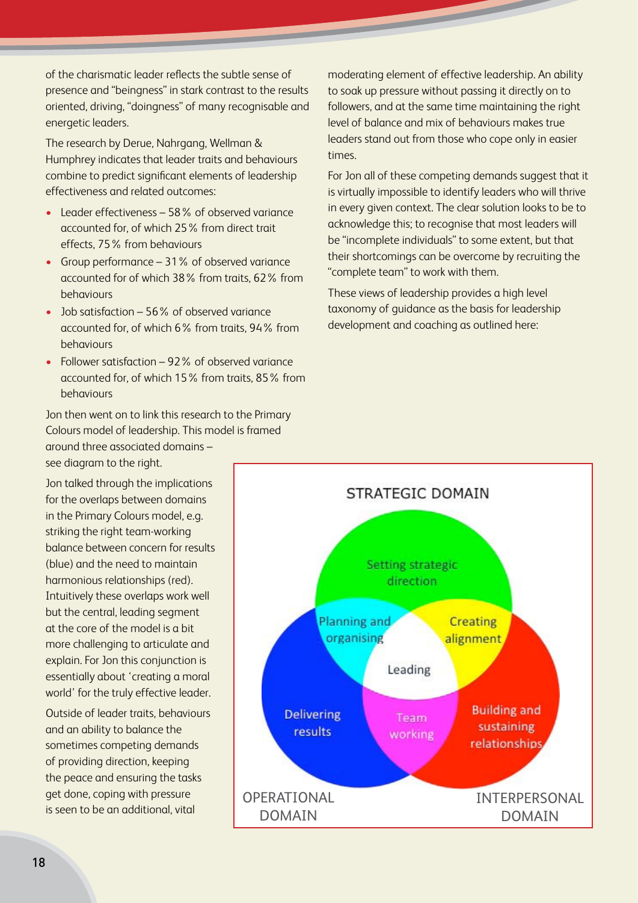of the charismatic leader reflects the subtle sense of presence and "beingness" in stark contrast to the results oriented, driving, "doingness" of many recognisable and energetic leaders.

The research by Derue, Nahrgang, Wellman & Humphrey indicates that leader traits and behaviours combine to predict significant elements of leadership effectiveness and related outcomes:

- Leader effectiveness – 58 % of observed variance accounted for, of which 25 % from direct trait effects, 75 % from behaviours
- Group performance – 31 % of observed variance accounted for of which 38 % from traits, 62 % from behaviours
- Job satisfaction – 56 % of observed variance accounted for, of which 6 % from traits, 94 % from behaviours
- Follower satisfaction – 92 % of observed variance accounted for, of which 15 % from traits, 85 % from behaviours

Jon then went on to link this research to the Primary Colours model of leadership. This model is framed around three associated domains – see diagram to the right.

Jon talked through the implications for the overlaps between domains in the Primary Colours model, e.g. striking the right team-working balance between concern for results (blue) and the need to maintain harmonious relationships (red). Intuitively these overlaps work well but the central, leading segment at the core of the model is a bit more challenging to articulate and explain. For Jon this conjunction is essentially about 'creating a moral world' for the truly effective leader.

Outside of leader traits, behaviours and an ability to balance the sometimes competing demands of providing direction, keeping the peace and ensuring the tasks get done, coping with pressure is seen to be an additional, vital moderating element of effective leadership. An ability to soak up pressure without passing it directly on to followers, and at the same time maintaining the right level of balance and mix of behaviours makes true leaders stand out from those who cope only in easier times.

For Jon all of these competing demands suggest that it is virtually impossible to identify leaders who will thrive in every given context. The clear solution looks to be to acknowledge this; to recognise that most leaders will be "incomplete individuals" to some extent, but that their shortcomings can be overcome by recruiting the "complete team" to work with them.

These views of leadership provides a high level taxonomy of guidance as the basis for leadership development and coaching as outlined here:

STRATEGIC DOMAIN

Setting strategic direction

Planning and organising

Creating alignment

Leading

Delivering results

Team working

Building and sustaining relationships

OPERATIONAL DOMAIN

INTERPERSONAL DOMAIN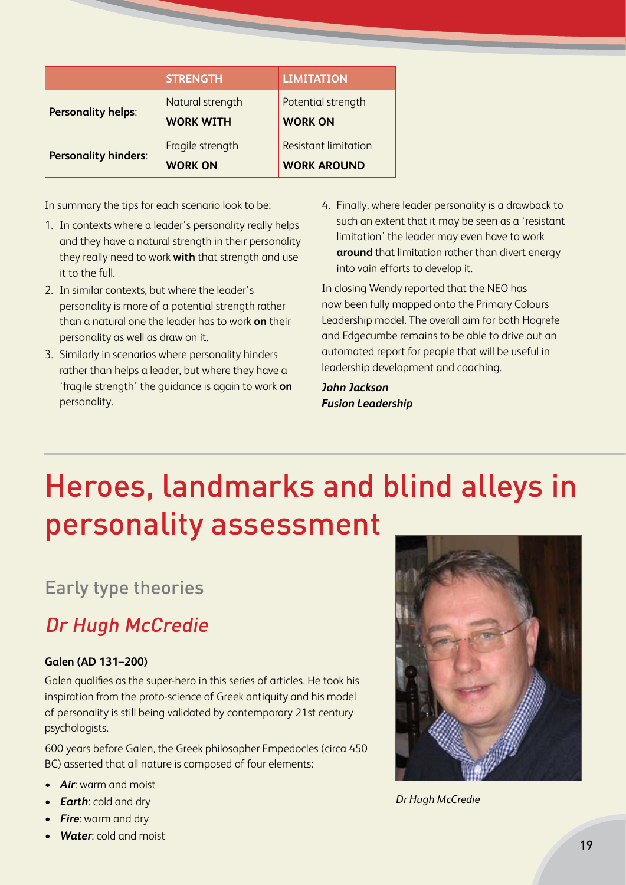| | **STRENGTH** | **LIMITATION** |
|---|---|---|
| **Personality helps**: | Natural strength **WORK WITH** | Potential strength **WORK ON** |
| **Personality hinders**: | Fragile strength **WORK ON** | Resistant limitation **WORK AROUND** |

In summary the tips for each scenario look to be:

1. In contexts where a leader's personality really helps and they have a natural strength in their personality they really need to work **with** that strength and use it to the full.
2. In similar contexts, but where the leader's personality is more of a potential strength rather than a natural one the leader has to work **on** their personality as well as draw on it.
3. Similarly in scenarios where personality hinders rather than helps a leader, but where they have a 'fragile strength' the guidance is again to work **on** personality.
4. Finally, where leader personality is a drawback to such an extent that it may be seen as a 'resistant limitation' the leader may even have to work **around** that limitation rather than divert energy into vain efforts to develop it.

In closing Wendy reported that the NEO has now been fully mapped onto the Primary Colours Leadership model. The overall aim for both Hogrefe and Edgecumbe remains to be able to drive out an automated report for people that will be useful in leadership development and coaching.

***John Jackson***
***Fusion Leadership***

# Heroes, landmarks and blind alleys in personality assessment

## Early type theories

## *Dr Hugh McCredie*

*Dr Hugh McCredie*

**Galen (AD 131–200)**

Galen qualifies as the super-hero in this series of articles. He took his inspiration from the proto-science of Greek antiquity and his model of personality is still being validated by contemporary 21st century psychologists.

600 years before Galen, the Greek philosopher Empedocles (circa 450 BC) asserted that all nature is composed of four elements:

- ***Air***: warm and moist
- ***Earth***: cold and dry
- ***Fire***: warm and dry
- ***Water***: cold and moist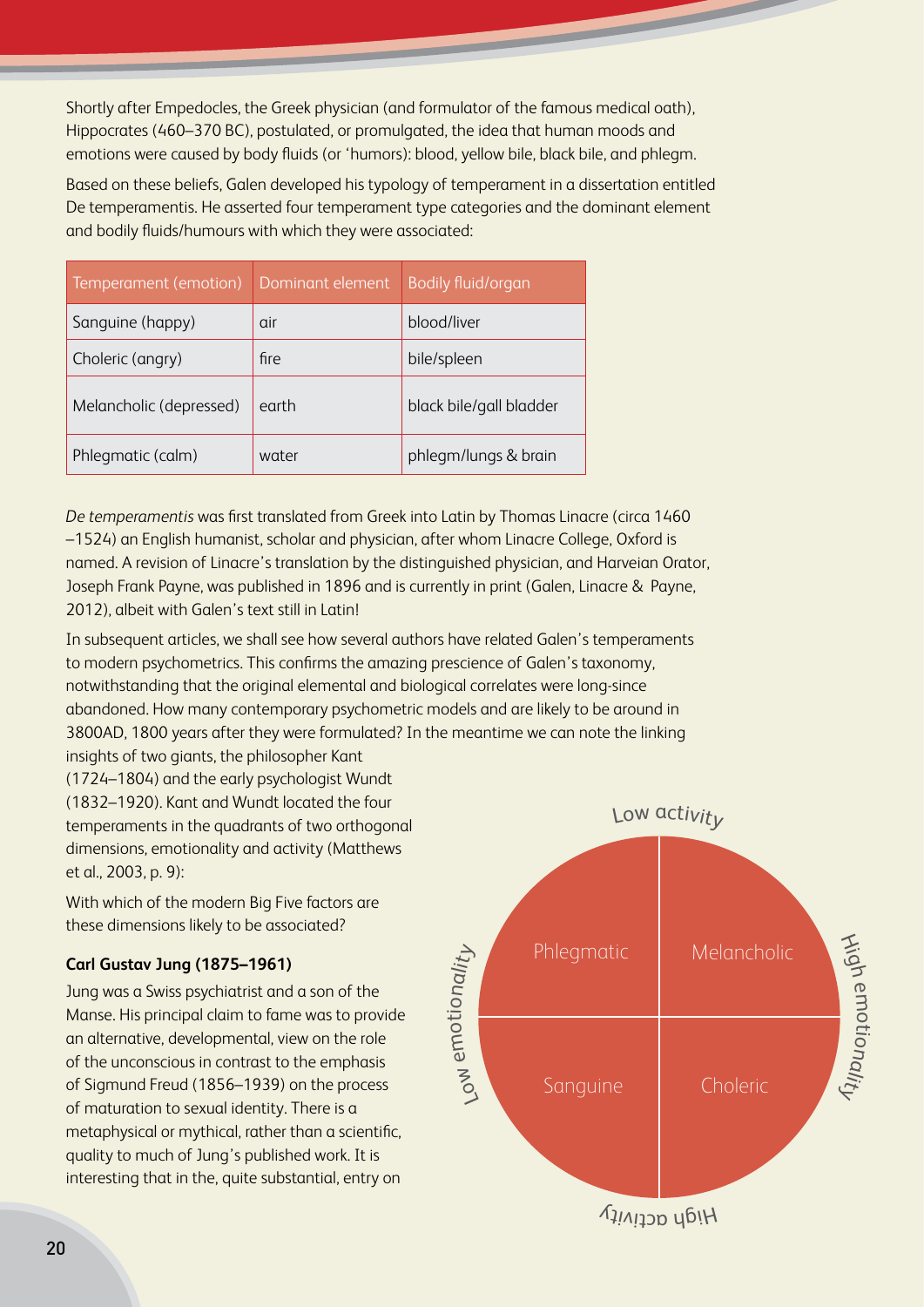Shortly after Empedocles, the Greek physician (and formulator of the famous medical oath), Hippocrates (460–370 BC), postulated, or promulgated, the idea that human moods and emotions were caused by body fluids (or 'humors): blood, yellow bile, black bile, and phlegm.

Based on these beliefs, Galen developed his typology of temperament in a dissertation entitled De temperamentis. He asserted four temperament type categories and the dominant element and bodily fluids/humours with which they were associated:

| Temperament (emotion) | Dominant element | Bodily fluid/organ |
| --- | --- | --- |
| Sanguine (happy) | air | blood/liver |
| Choleric (angry) | fire | bile/spleen |
| Melancholic (depressed) | earth | black bile/gall bladder |
| Phlegmatic (calm) | water | phlegm/lungs & brain |

*De temperamentis* was first translated from Greek into Latin by Thomas Linacre (circa 1460 –1524) an English humanist, scholar and physician, after whom Linacre College, Oxford is named. A revision of Linacre's translation by the distinguished physician, and Harveian Orator, Joseph Frank Payne, was published in 1896 and is currently in print (Galen, Linacre & Payne, 2012), albeit with Galen's text still in Latin!

In subsequent articles, we shall see how several authors have related Galen's temperaments to modern psychometrics. This confirms the amazing prescience of Galen's taxonomy, notwithstanding that the original elemental and biological correlates were long-since abandoned. How many contemporary psychometric models and are likely to be around in 3800AD, 1800 years after they were formulated? In the meantime we can note the linking insights of two giants, the philosopher Kant (1724–1804) and the early psychologist Wundt (1832–1920). Kant and Wundt located the four temperaments in the quadrants of two orthogonal dimensions, emotionality and activity (Matthews et al., 2003, p. 9):

|  | Low emotionality | High emotionality |
| --- | --- | --- |
| Low activity | Phlegmatic | Melancholic |
| High activity | Sanguine | Choleric |

With which of the modern Big Five factors are these dimensions likely to be associated?

**Carl Gustav Jung (1875–1961)**

Jung was a Swiss psychiatrist and a son of the Manse. His principal claim to fame was to provide an alternative, developmental, view on the role of the unconscious in contrast to the emphasis of Sigmund Freud (1856–1939) on the process of maturation to sexual identity. There is a metaphysical or mythical, rather than a scientific, quality to much of Jung's published work. It is interesting that in the, quite substantial, entry on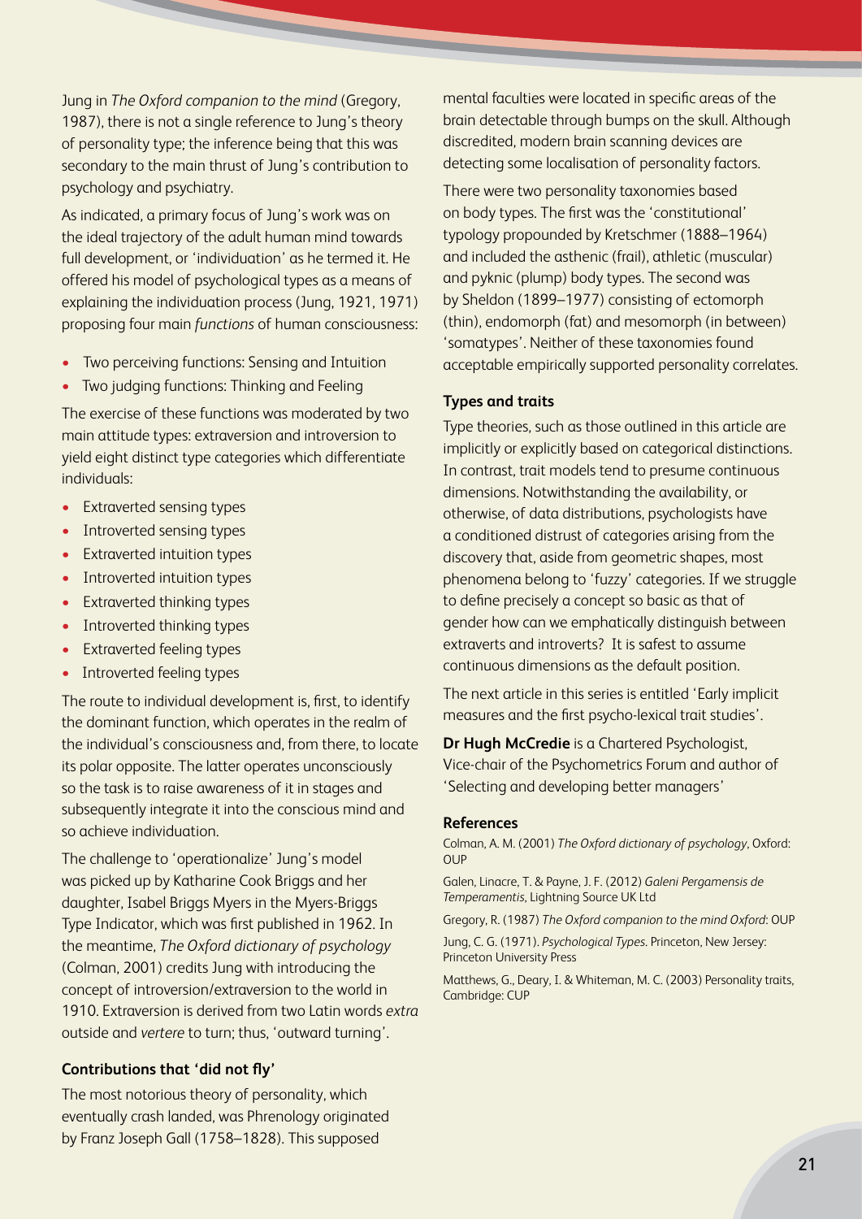Jung in *The Oxford companion to the mind* (Gregory, 1987), there is not a single reference to Jung's theory of personality type; the inference being that this was secondary to the main thrust of Jung's contribution to psychology and psychiatry.

As indicated, a primary focus of Jung's work was on the ideal trajectory of the adult human mind towards full development, or 'individuation' as he termed it. He offered his model of psychological types as a means of explaining the individuation process (Jung, 1921, 1971) proposing four main *functions* of human consciousness:

- Two perceiving functions: Sensing and Intuition
- Two judging functions: Thinking and Feeling

The exercise of these functions was moderated by two main attitude types: extraversion and introversion to yield eight distinct type categories which differentiate individuals:

- Extraverted sensing types
- Introverted sensing types
- Extraverted intuition types
- Introverted intuition types
- Extraverted thinking types
- Introverted thinking types
- Extraverted feeling types
- Introverted feeling types

The route to individual development is, first, to identify the dominant function, which operates in the realm of the individual's consciousness and, from there, to locate its polar opposite. The latter operates unconsciously so the task is to raise awareness of it in stages and subsequently integrate it into the conscious mind and so achieve individuation.

The challenge to 'operationalize' Jung's model was picked up by Katharine Cook Briggs and her daughter, Isabel Briggs Myers in the Myers-Briggs Type Indicator, which was first published in 1962. In the meantime, *The Oxford dictionary of psychology* (Colman, 2001) credits Jung with introducing the concept of introversion/extraversion to the world in 1910. Extraversion is derived from two Latin words *extra* outside and *vertere* to turn; thus, 'outward turning'.

### Contributions that 'did not fly'

The most notorious theory of personality, which eventually crash landed, was Phrenology originated by Franz Joseph Gall (1758–1828). This supposed mental faculties were located in specific areas of the brain detectable through bumps on the skull. Although discredited, modern brain scanning devices are detecting some localisation of personality factors.

There were two personality taxonomies based on body types. The first was the 'constitutional' typology propounded by Kretschmer (1888–1964) and included the asthenic (frail), athletic (muscular) and pyknic (plump) body types. The second was by Sheldon (1899–1977) consisting of ectomorph (thin), endomorph (fat) and mesomorph (in between) 'somatypes'. Neither of these taxonomies found acceptable empirically supported personality correlates.

### Types and traits

Type theories, such as those outlined in this article are implicitly or explicitly based on categorical distinctions. In contrast, trait models tend to presume continuous dimensions. Notwithstanding the availability, or otherwise, of data distributions, psychologists have a conditioned distrust of categories arising from the discovery that, aside from geometric shapes, most phenomena belong to 'fuzzy' categories. If we struggle to define precisely a concept so basic as that of gender how can we emphatically distinguish between extraverts and introverts? It is safest to assume continuous dimensions as the default position.

The next article in this series is entitled 'Early implicit measures and the first psycho-lexical trait studies'.

**Dr Hugh McCredie** is a Chartered Psychologist, Vice-chair of the Psychometrics Forum and author of 'Selecting and developing better managers'

### References

Colman, A. M. (2001) *The Oxford dictionary of psychology*, Oxford: OUP

Galen, Linacre, T. & Payne, J. F. (2012) *Galeni Pergamensis de Temperamentis*, Lightning Source UK Ltd

Gregory, R. (1987) *The Oxford companion to the mind Oxford*: OUP

Jung, C. G. (1971). *Psychological Types*. Princeton, New Jersey: Princeton University Press

Matthews, G., Deary, I. & Whiteman, M. C. (2003) Personality traits, Cambridge: CUP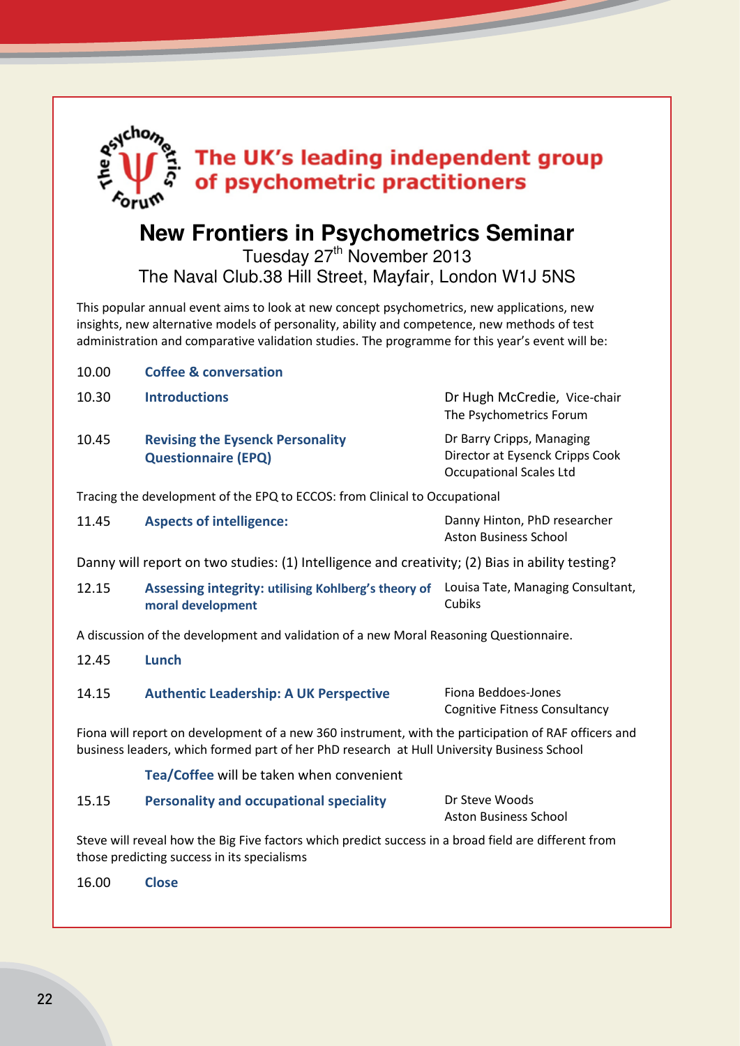The UK's leading independent group of psychometric practitioners

# New Frontiers in Psychometrics Seminar

Tuesday 27th November 2013

The Naval Club.38 Hill Street, Mayfair, London W1J 5NS

This popular annual event aims to look at new concept psychometrics, new applications, new insights, new alternative models of personality, ability and competence, new methods of test administration and comparative validation studies. The programme for this year's event will be:

10.00 **Coffee & conversation**

10.30 **Introductions** — Dr Hugh McCredie, Vice-chair The Psychometrics Forum

10.45 **Revising the Eysenck Personality Questionnaire (EPQ)** — Dr Barry Cripps, Managing Director at Eysenck Cripps Cook Occupational Scales Ltd

Tracing the development of the EPQ to ECCOS: from Clinical to Occupational

11.45 **Aspects of intelligence:** — Danny Hinton, PhD researcher Aston Business School

Danny will report on two studies: (1) Intelligence and creativity; (2) Bias in ability testing?

12.15 **Assessing integrity: utilising Kohlberg's theory of moral development** — Louisa Tate, Managing Consultant, Cubiks

A discussion of the development and validation of a new Moral Reasoning Questionnaire.

12.45 **Lunch**

14.15 **Authentic Leadership: A UK Perspective** — Fiona Beddoes-Jones Cognitive Fitness Consultancy

Fiona will report on development of a new 360 instrument, with the participation of RAF officers and business leaders, which formed part of her PhD research at Hull University Business School

**Tea/Coffee** will be taken when convenient

15.15 **Personality and occupational speciality** — Dr Steve Woods Aston Business School

Steve will reveal how the Big Five factors which predict success in a broad field are different from those predicting success in its specialisms

16.00 **Close**